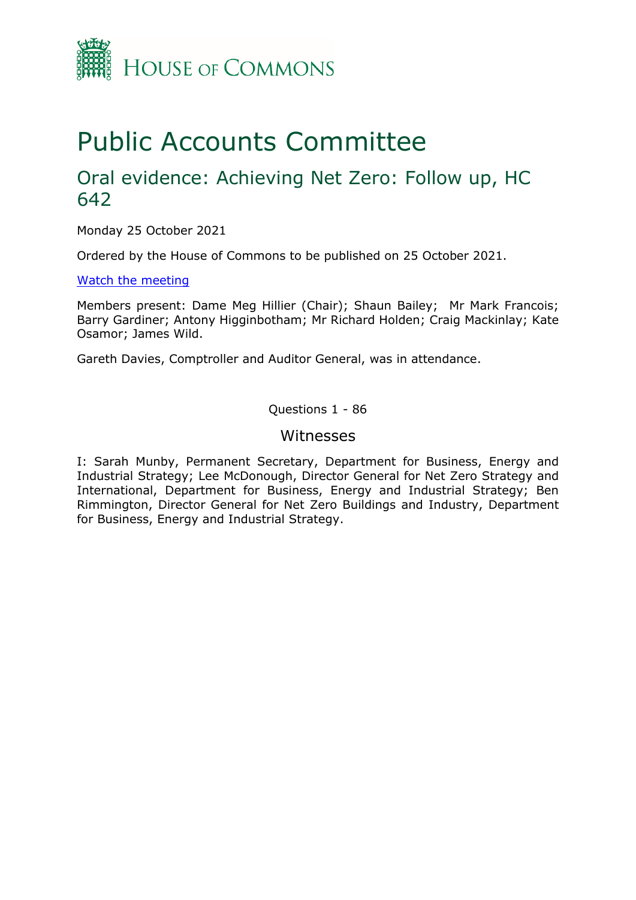# Public Accounts Committee

## Oral evidence: Achieving Net Zero: Follow up, HC 642

Monday 25 October 2021

Ordered by the House of Commons to be published on 25 October 2021.

[Watch the meeting](#)

Members present: Dame Meg Hillier (Chair); Shaun Bailey; Mr Mark Francois; Barry Gardiner; Antony Higginbotham; Mr Richard Holden; Craig Mackinlay; Kate Osamor; James Wild.

Gareth Davies, Comptroller and Auditor General, was in attendance.

Questions 1 - 86

### Witnesses

I: Sarah Munby, Permanent Secretary, Department for Business, Energy and Industrial Strategy; Lee McDonough, Director General for Net Zero Strategy and International, Department for Business, Energy and Industrial Strategy; Ben Rimmington, Director General for Net Zero Buildings and Industry, Department for Business, Energy and Industrial Strategy.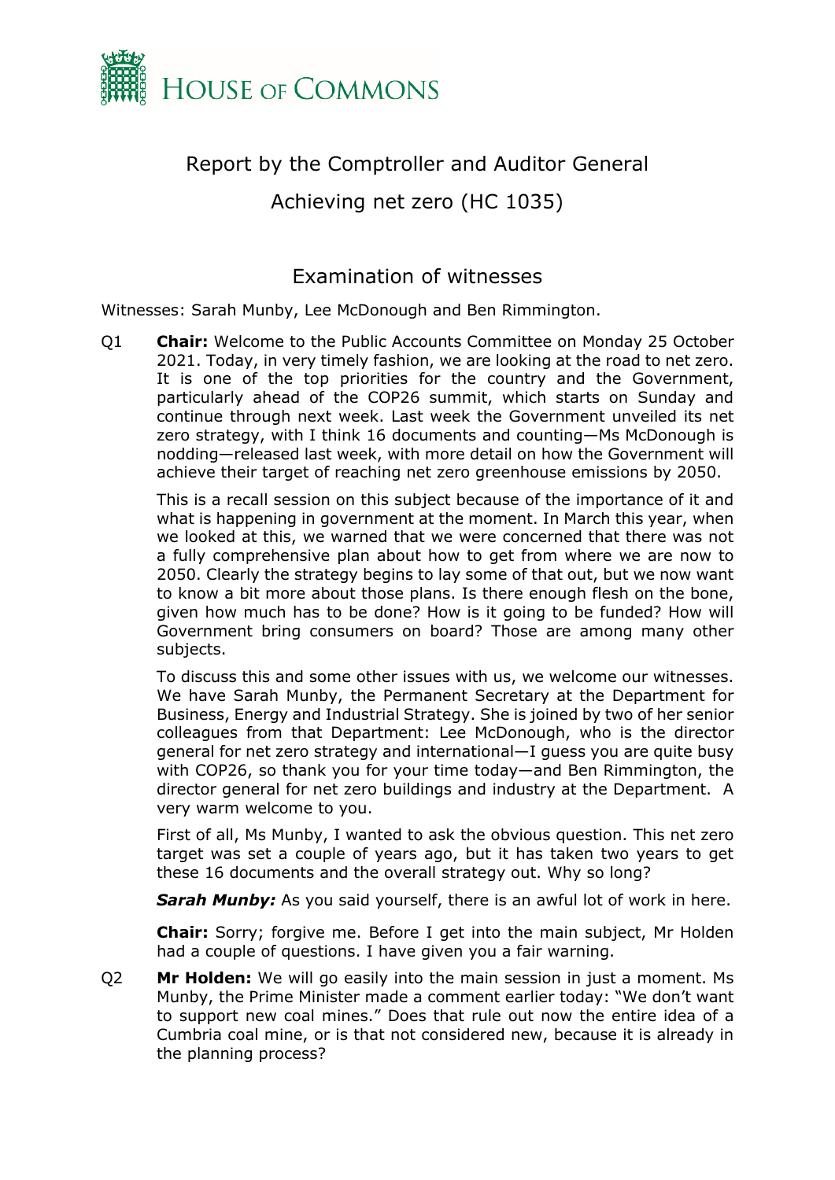# HOUSE OF COMMONS

Report by the Comptroller and Auditor General

Achieving net zero (HC 1035)

## Examination of witnesses

Witnesses: Sarah Munby, Lee McDonough and Ben Rimmington.

Q1 **Chair:** Welcome to the Public Accounts Committee on Monday 25 October 2021. Today, in very timely fashion, we are looking at the road to net zero. It is one of the top priorities for the country and the Government, particularly ahead of the COP26 summit, which starts on Sunday and continue through next week. Last week the Government unveiled its net zero strategy, with I think 16 documents and counting—Ms McDonough is nodding—released last week, with more detail on how the Government will achieve their target of reaching net zero greenhouse emissions by 2050.

This is a recall session on this subject because of the importance of it and what is happening in government at the moment. In March this year, when we looked at this, we warned that we were concerned that there was not a fully comprehensive plan about how to get from where we are now to 2050. Clearly the strategy begins to lay some of that out, but we now want to know a bit more about those plans. Is there enough flesh on the bone, given how much has to be done? How is it going to be funded? How will Government bring consumers on board? Those are among many other subjects.

To discuss this and some other issues with us, we welcome our witnesses. We have Sarah Munby, the Permanent Secretary at the Department for Business, Energy and Industrial Strategy. She is joined by two of her senior colleagues from that Department: Lee McDonough, who is the director general for net zero strategy and international—I guess you are quite busy with COP26, so thank you for your time today—and Ben Rimmington, the director general for net zero buildings and industry at the Department. A very warm welcome to you.

First of all, Ms Munby, I wanted to ask the obvious question. This net zero target was set a couple of years ago, but it has taken two years to get these 16 documents and the overall strategy out. Why so long?

***Sarah Munby:*** As you said yourself, there is an awful lot of work in here.

**Chair:** Sorry; forgive me. Before I get into the main subject, Mr Holden had a couple of questions. I have given you a fair warning.

Q2 **Mr Holden:** We will go easily into the main session in just a moment. Ms Munby, the Prime Minister made a comment earlier today: "We don't want to support new coal mines." Does that rule out now the entire idea of a Cumbria coal mine, or is that not considered new, because it is already in the planning process?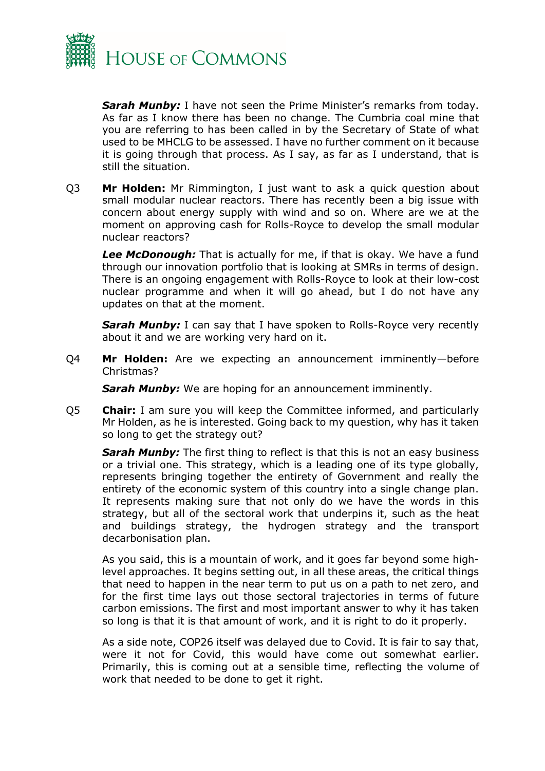***Sarah Munby:*** I have not seen the Prime Minister's remarks from today. As far as I know there has been no change. The Cumbria coal mine that you are referring to has been called in by the Secretary of State of what used to be MHCLG to be assessed. I have no further comment on it because it is going through that process. As I say, as far as I understand, that is still the situation.

Q3 **Mr Holden:** Mr Rimmington, I just want to ask a quick question about small modular nuclear reactors. There has recently been a big issue with concern about energy supply with wind and so on. Where are we at the moment on approving cash for Rolls-Royce to develop the small modular nuclear reactors?

***Lee McDonough:*** That is actually for me, if that is okay. We have a fund through our innovation portfolio that is looking at SMRs in terms of design. There is an ongoing engagement with Rolls-Royce to look at their low-cost nuclear programme and when it will go ahead, but I do not have any updates on that at the moment.

***Sarah Munby:*** I can say that I have spoken to Rolls-Royce very recently about it and we are working very hard on it.

Q4 **Mr Holden:** Are we expecting an announcement imminently—before Christmas?

***Sarah Munby:*** We are hoping for an announcement imminently.

Q5 **Chair:** I am sure you will keep the Committee informed, and particularly Mr Holden, as he is interested. Going back to my question, why has it taken so long to get the strategy out?

***Sarah Munby:*** The first thing to reflect is that this is not an easy business or a trivial one. This strategy, which is a leading one of its type globally, represents bringing together the entirety of Government and really the entirety of the economic system of this country into a single change plan. It represents making sure that not only do we have the words in this strategy, but all of the sectoral work that underpins it, such as the heat and buildings strategy, the hydrogen strategy and the transport decarbonisation plan.

As you said, this is a mountain of work, and it goes far beyond some high-level approaches. It begins setting out, in all these areas, the critical things that need to happen in the near term to put us on a path to net zero, and for the first time lays out those sectoral trajectories in terms of future carbon emissions. The first and most important answer to why it has taken so long is that it is that amount of work, and it is right to do it properly.

As a side note, COP26 itself was delayed due to Covid. It is fair to say that, were it not for Covid, this would have come out somewhat earlier. Primarily, this is coming out at a sensible time, reflecting the volume of work that needed to be done to get it right.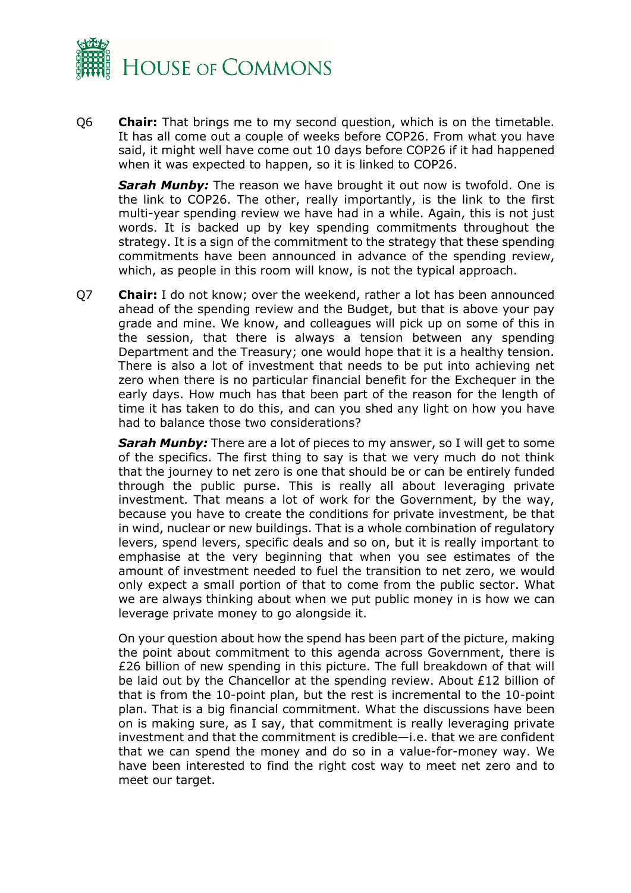Q6 **Chair:** That brings me to my second question, which is on the timetable. It has all come out a couple of weeks before COP26. From what you have said, it might well have come out 10 days before COP26 if it had happened when it was expected to happen, so it is linked to COP26.

***Sarah Munby:*** The reason we have brought it out now is twofold. One is the link to COP26. The other, really importantly, is the link to the first multi-year spending review we have had in a while. Again, this is not just words. It is backed up by key spending commitments throughout the strategy. It is a sign of the commitment to the strategy that these spending commitments have been announced in advance of the spending review, which, as people in this room will know, is not the typical approach.

Q7 **Chair:** I do not know; over the weekend, rather a lot has been announced ahead of the spending review and the Budget, but that is above your pay grade and mine. We know, and colleagues will pick up on some of this in the session, that there is always a tension between any spending Department and the Treasury; one would hope that it is a healthy tension. There is also a lot of investment that needs to be put into achieving net zero when there is no particular financial benefit for the Exchequer in the early days. How much has that been part of the reason for the length of time it has taken to do this, and can you shed any light on how you have had to balance those two considerations?

***Sarah Munby:*** There are a lot of pieces to my answer, so I will get to some of the specifics. The first thing to say is that we very much do not think that the journey to net zero is one that should be or can be entirely funded through the public purse. This is really all about leveraging private investment. That means a lot of work for the Government, by the way, because you have to create the conditions for private investment, be that in wind, nuclear or new buildings. That is a whole combination of regulatory levers, spend levers, specific deals and so on, but it is really important to emphasise at the very beginning that when you see estimates of the amount of investment needed to fuel the transition to net zero, we would only expect a small portion of that to come from the public sector. What we are always thinking about when we put public money in is how we can leverage private money to go alongside it.

On your question about how the spend has been part of the picture, making the point about commitment to this agenda across Government, there is £26 billion of new spending in this picture. The full breakdown of that will be laid out by the Chancellor at the spending review. About £12 billion of that is from the 10-point plan, but the rest is incremental to the 10-point plan. That is a big financial commitment. What the discussions have been on is making sure, as I say, that commitment is really leveraging private investment and that the commitment is credible—i.e. that we are confident that we can spend the money and do so in a value-for-money way. We have been interested to find the right cost way to meet net zero and to meet our target.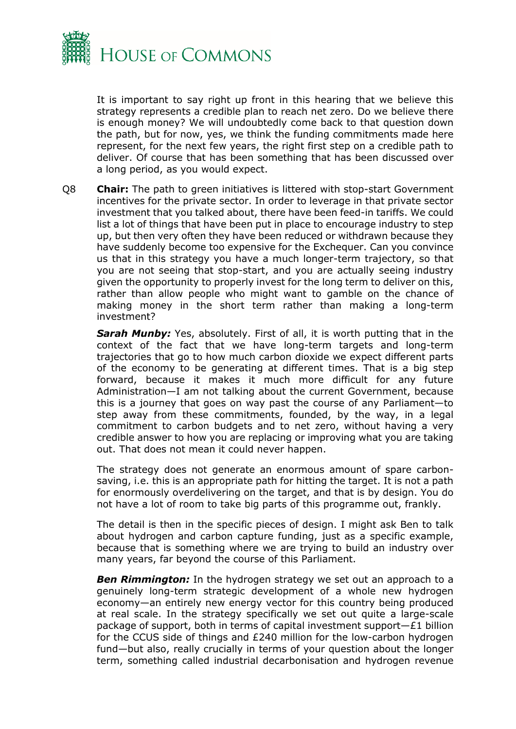It is important to say right up front in this hearing that we believe this strategy represents a credible plan to reach net zero. Do we believe there is enough money? We will undoubtedly come back to that question down the path, but for now, yes, we think the funding commitments made here represent, for the next few years, the right first step on a credible path to deliver. Of course that has been something that has been discussed over a long period, as you would expect.

Q8 **Chair:** The path to green initiatives is littered with stop-start Government incentives for the private sector. In order to leverage in that private sector investment that you talked about, there have been feed-in tariffs. We could list a lot of things that have been put in place to encourage industry to step up, but then very often they have been reduced or withdrawn because they have suddenly become too expensive for the Exchequer. Can you convince us that in this strategy you have a much longer-term trajectory, so that you are not seeing that stop-start, and you are actually seeing industry given the opportunity to properly invest for the long term to deliver on this, rather than allow people who might want to gamble on the chance of making money in the short term rather than making a long-term investment?

***Sarah Munby:*** Yes, absolutely. First of all, it is worth putting that in the context of the fact that we have long-term targets and long-term trajectories that go to how much carbon dioxide we expect different parts of the economy to be generating at different times. That is a big step forward, because it makes it much more difficult for any future Administration—I am not talking about the current Government, because this is a journey that goes on way past the course of any Parliament—to step away from these commitments, founded, by the way, in a legal commitment to carbon budgets and to net zero, without having a very credible answer to how you are replacing or improving what you are taking out. That does not mean it could never happen.

The strategy does not generate an enormous amount of spare carbon-saving, i.e. this is an appropriate path for hitting the target. It is not a path for enormously overdelivering on the target, and that is by design. You do not have a lot of room to take big parts of this programme out, frankly.

The detail is then in the specific pieces of design. I might ask Ben to talk about hydrogen and carbon capture funding, just as a specific example, because that is something where we are trying to build an industry over many years, far beyond the course of this Parliament.

***Ben Rimmington:*** In the hydrogen strategy we set out an approach to a genuinely long-term strategic development of a whole new hydrogen economy—an entirely new energy vector for this country being produced at real scale. In the strategy specifically we set out quite a large-scale package of support, both in terms of capital investment support—£1 billion for the CCUS side of things and £240 million for the low-carbon hydrogen fund—but also, really crucially in terms of your question about the longer term, something called industrial decarbonisation and hydrogen revenue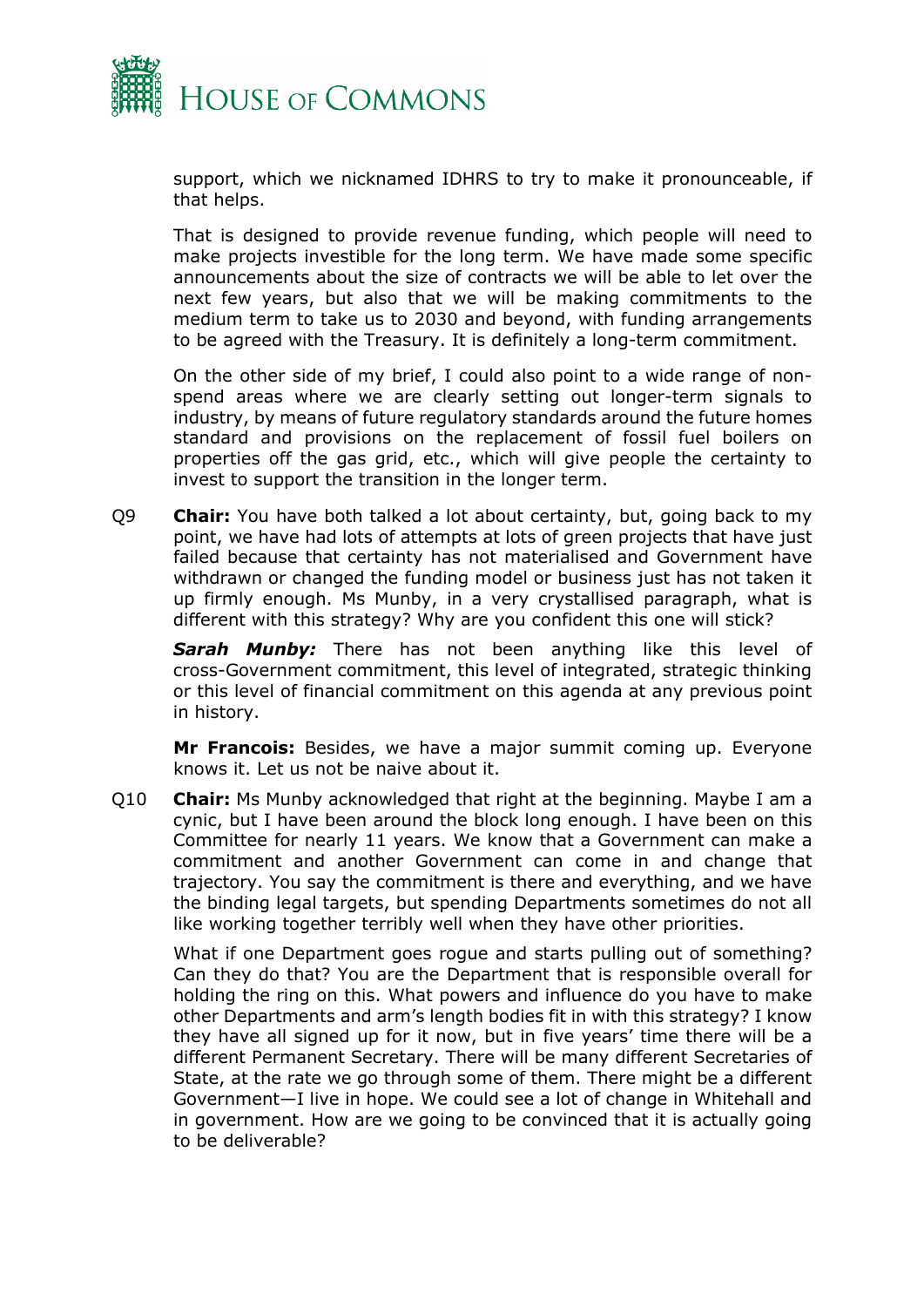support, which we nicknamed IDHRS to try to make it pronounceable, if that helps.

That is designed to provide revenue funding, which people will need to make projects investible for the long term. We have made some specific announcements about the size of contracts we will be able to let over the next few years, but also that we will be making commitments to the medium term to take us to 2030 and beyond, with funding arrangements to be agreed with the Treasury. It is definitely a long-term commitment.

On the other side of my brief, I could also point to a wide range of non-spend areas where we are clearly setting out longer-term signals to industry, by means of future regulatory standards around the future homes standard and provisions on the replacement of fossil fuel boilers on properties off the gas grid, etc., which will give people the certainty to invest to support the transition in the longer term.

Q9 **Chair:** You have both talked a lot about certainty, but, going back to my point, we have had lots of attempts at lots of green projects that have just failed because that certainty has not materialised and Government have withdrawn or changed the funding model or business just has not taken it up firmly enough. Ms Munby, in a very crystallised paragraph, what is different with this strategy? Why are you confident this one will stick?

***Sarah Munby:*** There has not been anything like this level of cross-Government commitment, this level of integrated, strategic thinking or this level of financial commitment on this agenda at any previous point in history.

**Mr Francois:** Besides, we have a major summit coming up. Everyone knows it. Let us not be naive about it.

Q10 **Chair:** Ms Munby acknowledged that right at the beginning. Maybe I am a cynic, but I have been around the block long enough. I have been on this Committee for nearly 11 years. We know that a Government can make a commitment and another Government can come in and change that trajectory. You say the commitment is there and everything, and we have the binding legal targets, but spending Departments sometimes do not all like working together terribly well when they have other priorities.

What if one Department goes rogue and starts pulling out of something? Can they do that? You are the Department that is responsible overall for holding the ring on this. What powers and influence do you have to make other Departments and arm's length bodies fit in with this strategy? I know they have all signed up for it now, but in five years' time there will be a different Permanent Secretary. There will be many different Secretaries of State, at the rate we go through some of them. There might be a different Government—I live in hope. We could see a lot of change in Whitehall and in government. How are we going to be convinced that it is actually going to be deliverable?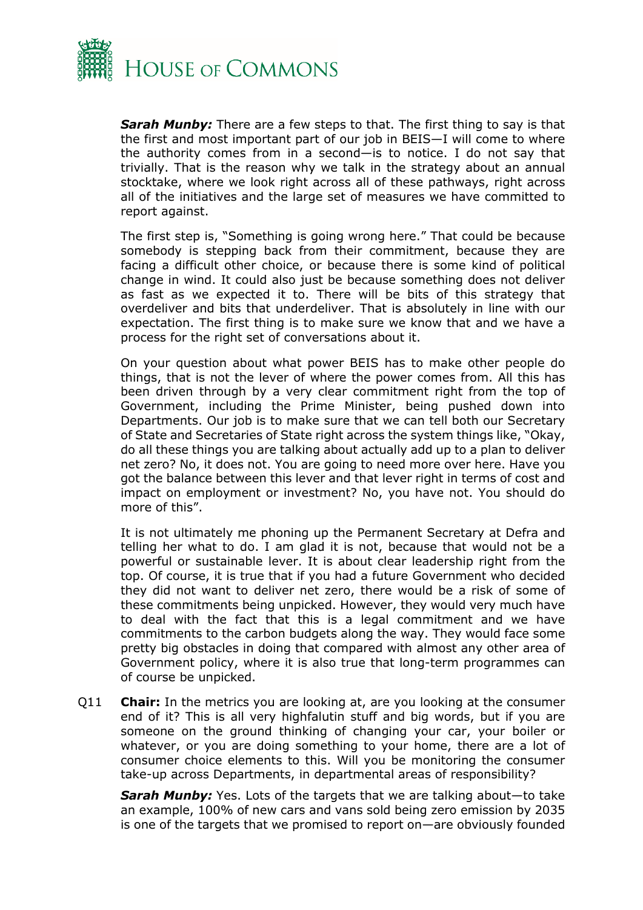***Sarah Munby:*** There are a few steps to that. The first thing to say is that the first and most important part of our job in BEIS—I will come to where the authority comes from in a second—is to notice. I do not say that trivially. That is the reason why we talk in the strategy about an annual stocktake, where we look right across all of these pathways, right across all of the initiatives and the large set of measures we have committed to report against.

The first step is, "Something is going wrong here." That could be because somebody is stepping back from their commitment, because they are facing a difficult other choice, or because there is some kind of political change in wind. It could also just be because something does not deliver as fast as we expected it to. There will be bits of this strategy that overdeliver and bits that underdeliver. That is absolutely in line with our expectation. The first thing is to make sure we know that and we have a process for the right set of conversations about it.

On your question about what power BEIS has to make other people do things, that is not the lever of where the power comes from. All this has been driven through by a very clear commitment right from the top of Government, including the Prime Minister, being pushed down into Departments. Our job is to make sure that we can tell both our Secretary of State and Secretaries of State right across the system things like, "Okay, do all these things you are talking about actually add up to a plan to deliver net zero? No, it does not. You are going to need more over here. Have you got the balance between this lever and that lever right in terms of cost and impact on employment or investment? No, you have not. You should do more of this".

It is not ultimately me phoning up the Permanent Secretary at Defra and telling her what to do. I am glad it is not, because that would not be a powerful or sustainable lever. It is about clear leadership right from the top. Of course, it is true that if you had a future Government who decided they did not want to deliver net zero, there would be a risk of some of these commitments being unpicked. However, they would very much have to deal with the fact that this is a legal commitment and we have commitments to the carbon budgets along the way. They would face some pretty big obstacles in doing that compared with almost any other area of Government policy, where it is also true that long-term programmes can of course be unpicked.

Q11 **Chair:** In the metrics you are looking at, are you looking at the consumer end of it? This is all very highfalutin stuff and big words, but if you are someone on the ground thinking of changing your car, your boiler or whatever, or you are doing something to your home, there are a lot of consumer choice elements to this. Will you be monitoring the consumer take-up across Departments, in departmental areas of responsibility?

***Sarah Munby:*** Yes. Lots of the targets that we are talking about—to take an example, 100% of new cars and vans sold being zero emission by 2035 is one of the targets that we promised to report on—are obviously founded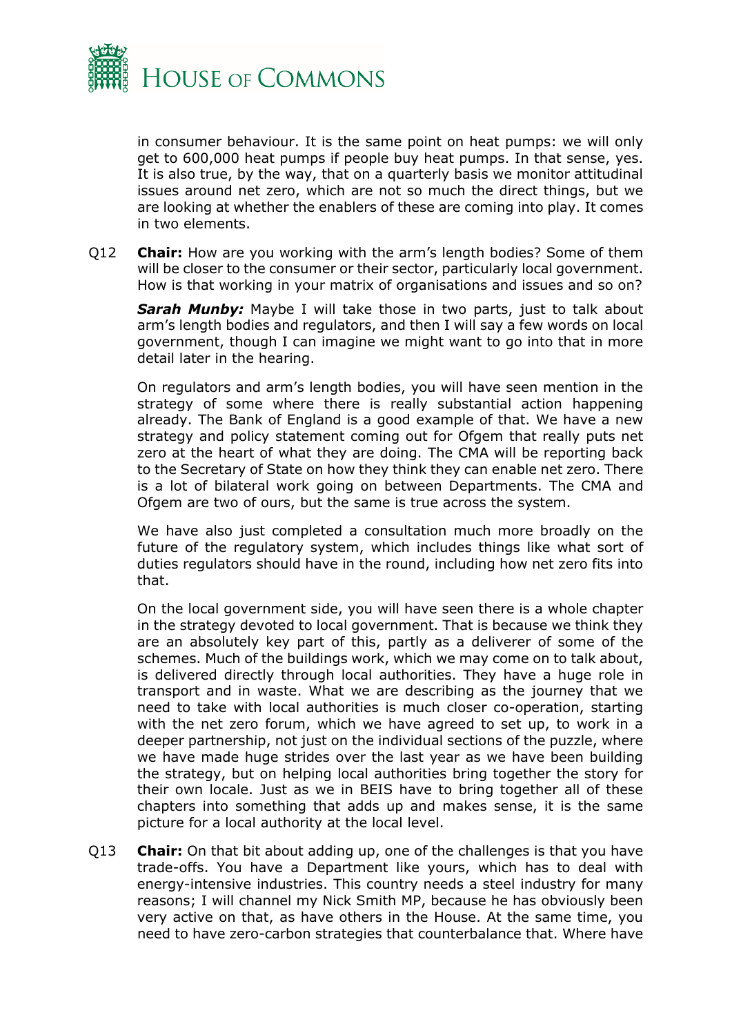in consumer behaviour. It is the same point on heat pumps: we will only get to 600,000 heat pumps if people buy heat pumps. In that sense, yes. It is also true, by the way, that on a quarterly basis we monitor attitudinal issues around net zero, which are not so much the direct things, but we are looking at whether the enablers of these are coming into play. It comes in two elements.

Q12 **Chair:** How are you working with the arm's length bodies? Some of them will be closer to the consumer or their sector, particularly local government. How is that working in your matrix of organisations and issues and so on?

***Sarah Munby:*** Maybe I will take those in two parts, just to talk about arm's length bodies and regulators, and then I will say a few words on local government, though I can imagine we might want to go into that in more detail later in the hearing.

On regulators and arm's length bodies, you will have seen mention in the strategy of some where there is really substantial action happening already. The Bank of England is a good example of that. We have a new strategy and policy statement coming out for Ofgem that really puts net zero at the heart of what they are doing. The CMA will be reporting back to the Secretary of State on how they think they can enable net zero. There is a lot of bilateral work going on between Departments. The CMA and Ofgem are two of ours, but the same is true across the system.

We have also just completed a consultation much more broadly on the future of the regulatory system, which includes things like what sort of duties regulators should have in the round, including how net zero fits into that.

On the local government side, you will have seen there is a whole chapter in the strategy devoted to local government. That is because we think they are an absolutely key part of this, partly as a deliverer of some of the schemes. Much of the buildings work, which we may come on to talk about, is delivered directly through local authorities. They have a huge role in transport and in waste. What we are describing as the journey that we need to take with local authorities is much closer co-operation, starting with the net zero forum, which we have agreed to set up, to work in a deeper partnership, not just on the individual sections of the puzzle, where we have made huge strides over the last year as we have been building the strategy, but on helping local authorities bring together the story for their own locale. Just as we in BEIS have to bring together all of these chapters into something that adds up and makes sense, it is the same picture for a local authority at the local level.

Q13 **Chair:** On that bit about adding up, one of the challenges is that you have trade-offs. You have a Department like yours, which has to deal with energy-intensive industries. This country needs a steel industry for many reasons; I will channel my Nick Smith MP, because he has obviously been very active on that, as have others in the House. At the same time, you need to have zero-carbon strategies that counterbalance that. Where have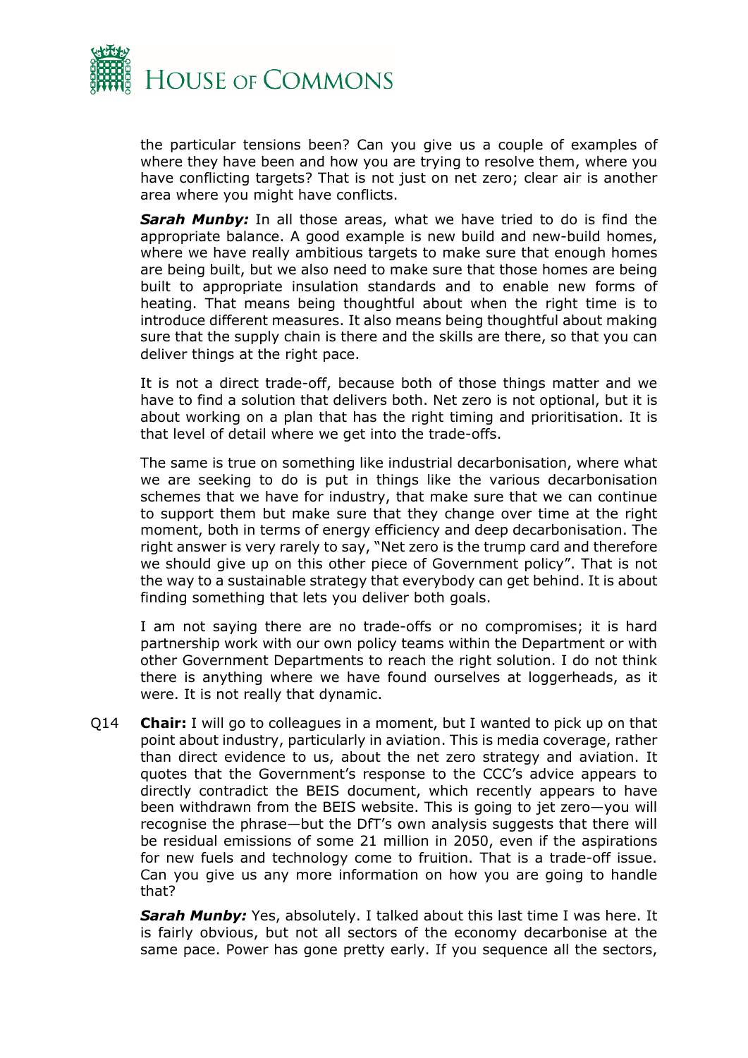the particular tensions been? Can you give us a couple of examples of where they have been and how you are trying to resolve them, where you have conflicting targets? That is not just on net zero; clear air is another area where you might have conflicts.

***Sarah Munby:*** In all those areas, what we have tried to do is find the appropriate balance. A good example is new build and new-build homes, where we have really ambitious targets to make sure that enough homes are being built, but we also need to make sure that those homes are being built to appropriate insulation standards and to enable new forms of heating. That means being thoughtful about when the right time is to introduce different measures. It also means being thoughtful about making sure that the supply chain is there and the skills are there, so that you can deliver things at the right pace.

It is not a direct trade-off, because both of those things matter and we have to find a solution that delivers both. Net zero is not optional, but it is about working on a plan that has the right timing and prioritisation. It is that level of detail where we get into the trade-offs.

The same is true on something like industrial decarbonisation, where what we are seeking to do is put in things like the various decarbonisation schemes that we have for industry, that make sure that we can continue to support them but make sure that they change over time at the right moment, both in terms of energy efficiency and deep decarbonisation. The right answer is very rarely to say, "Net zero is the trump card and therefore we should give up on this other piece of Government policy". That is not the way to a sustainable strategy that everybody can get behind. It is about finding something that lets you deliver both goals.

I am not saying there are no trade-offs or no compromises; it is hard partnership work with our own policy teams within the Department or with other Government Departments to reach the right solution. I do not think there is anything where we have found ourselves at loggerheads, as it were. It is not really that dynamic.

Q14 **Chair:** I will go to colleagues in a moment, but I wanted to pick up on that point about industry, particularly in aviation. This is media coverage, rather than direct evidence to us, about the net zero strategy and aviation. It quotes that the Government's response to the CCC's advice appears to directly contradict the BEIS document, which recently appears to have been withdrawn from the BEIS website. This is going to jet zero—you will recognise the phrase—but the DfT's own analysis suggests that there will be residual emissions of some 21 million in 2050, even if the aspirations for new fuels and technology come to fruition. That is a trade-off issue. Can you give us any more information on how you are going to handle that?

***Sarah Munby:*** Yes, absolutely. I talked about this last time I was here. It is fairly obvious, but not all sectors of the economy decarbonise at the same pace. Power has gone pretty early. If you sequence all the sectors,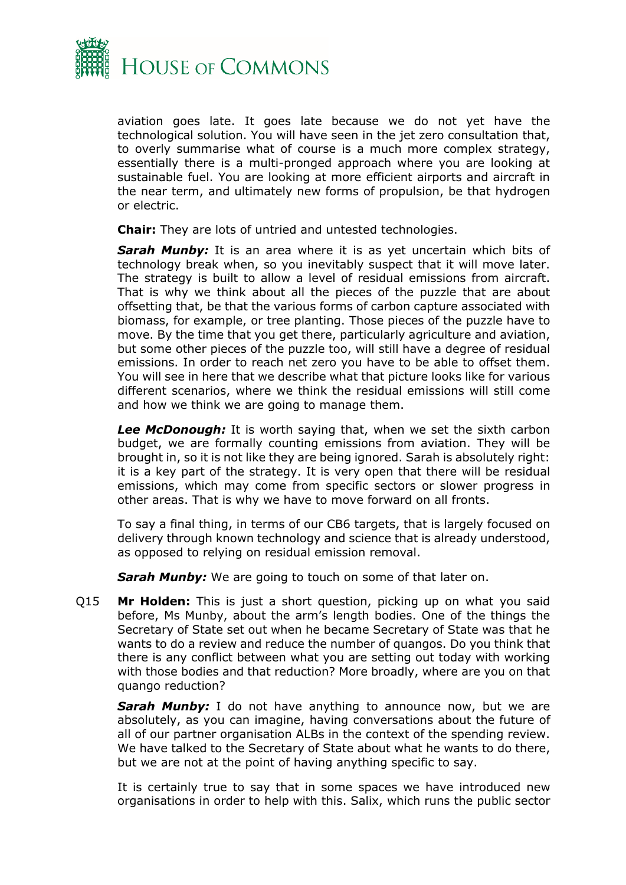aviation goes late. It goes late because we do not yet have the technological solution. You will have seen in the jet zero consultation that, to overly summarise what of course is a much more complex strategy, essentially there is a multi-pronged approach where you are looking at sustainable fuel. You are looking at more efficient airports and aircraft in the near term, and ultimately new forms of propulsion, be that hydrogen or electric.

**Chair:** They are lots of untried and untested technologies.

***Sarah Munby:*** It is an area where it is as yet uncertain which bits of technology break when, so you inevitably suspect that it will move later. The strategy is built to allow a level of residual emissions from aircraft. That is why we think about all the pieces of the puzzle that are about offsetting that, be that the various forms of carbon capture associated with biomass, for example, or tree planting. Those pieces of the puzzle have to move. By the time that you get there, particularly agriculture and aviation, but some other pieces of the puzzle too, will still have a degree of residual emissions. In order to reach net zero you have to be able to offset them. You will see in here that we describe what that picture looks like for various different scenarios, where we think the residual emissions will still come and how we think we are going to manage them.

***Lee McDonough:*** It is worth saying that, when we set the sixth carbon budget, we are formally counting emissions from aviation. They will be brought in, so it is not like they are being ignored. Sarah is absolutely right: it is a key part of the strategy. It is very open that there will be residual emissions, which may come from specific sectors or slower progress in other areas. That is why we have to move forward on all fronts.

To say a final thing, in terms of our CB6 targets, that is largely focused on delivery through known technology and science that is already understood, as opposed to relying on residual emission removal.

***Sarah Munby:*** We are going to touch on some of that later on.

Q15 **Mr Holden:** This is just a short question, picking up on what you said before, Ms Munby, about the arm's length bodies. One of the things the Secretary of State set out when he became Secretary of State was that he wants to do a review and reduce the number of quangos. Do you think that there is any conflict between what you are setting out today with working with those bodies and that reduction? More broadly, where are you on that quango reduction?

***Sarah Munby:*** I do not have anything to announce now, but we are absolutely, as you can imagine, having conversations about the future of all of our partner organisation ALBs in the context of the spending review. We have talked to the Secretary of State about what he wants to do there, but we are not at the point of having anything specific to say.

It is certainly true to say that in some spaces we have introduced new organisations in order to help with this. Salix, which runs the public sector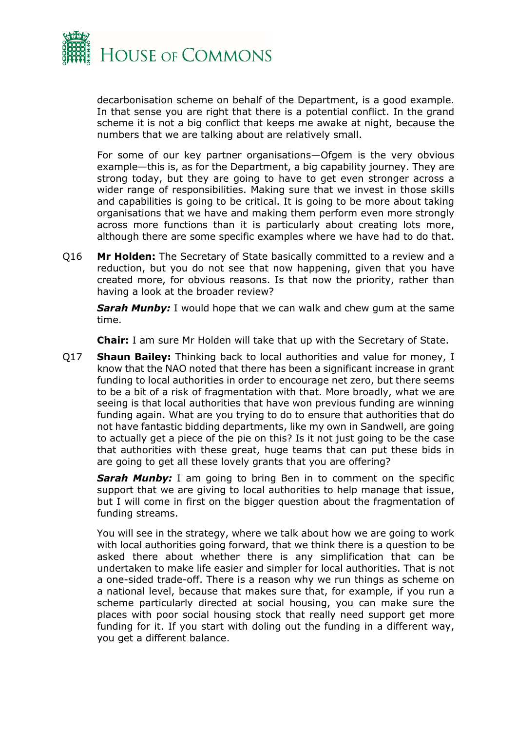decarbonisation scheme on behalf of the Department, is a good example. In that sense you are right that there is a potential conflict. In the grand scheme it is not a big conflict that keeps me awake at night, because the numbers that we are talking about are relatively small.

For some of our key partner organisations—Ofgem is the very obvious example—this is, as for the Department, a big capability journey. They are strong today, but they are going to have to get even stronger across a wider range of responsibilities. Making sure that we invest in those skills and capabilities is going to be critical. It is going to be more about taking organisations that we have and making them perform even more strongly across more functions than it is particularly about creating lots more, although there are some specific examples where we have had to do that.

Q16 **Mr Holden:** The Secretary of State basically committed to a review and a reduction, but you do not see that now happening, given that you have created more, for obvious reasons. Is that now the priority, rather than having a look at the broader review?

***Sarah Munby:*** I would hope that we can walk and chew gum at the same time.

**Chair:** I am sure Mr Holden will take that up with the Secretary of State.

Q17 **Shaun Bailey:** Thinking back to local authorities and value for money, I know that the NAO noted that there has been a significant increase in grant funding to local authorities in order to encourage net zero, but there seems to be a bit of a risk of fragmentation with that. More broadly, what we are seeing is that local authorities that have won previous funding are winning funding again. What are you trying to do to ensure that authorities that do not have fantastic bidding departments, like my own in Sandwell, are going to actually get a piece of the pie on this? Is it not just going to be the case that authorities with these great, huge teams that can put these bids in are going to get all these lovely grants that you are offering?

***Sarah Munby:*** I am going to bring Ben in to comment on the specific support that we are giving to local authorities to help manage that issue, but I will come in first on the bigger question about the fragmentation of funding streams.

You will see in the strategy, where we talk about how we are going to work with local authorities going forward, that we think there is a question to be asked there about whether there is any simplification that can be undertaken to make life easier and simpler for local authorities. That is not a one-sided trade-off. There is a reason why we run things as scheme on a national level, because that makes sure that, for example, if you run a scheme particularly directed at social housing, you can make sure the places with poor social housing stock that really need support get more funding for it. If you start with doling out the funding in a different way, you get a different balance.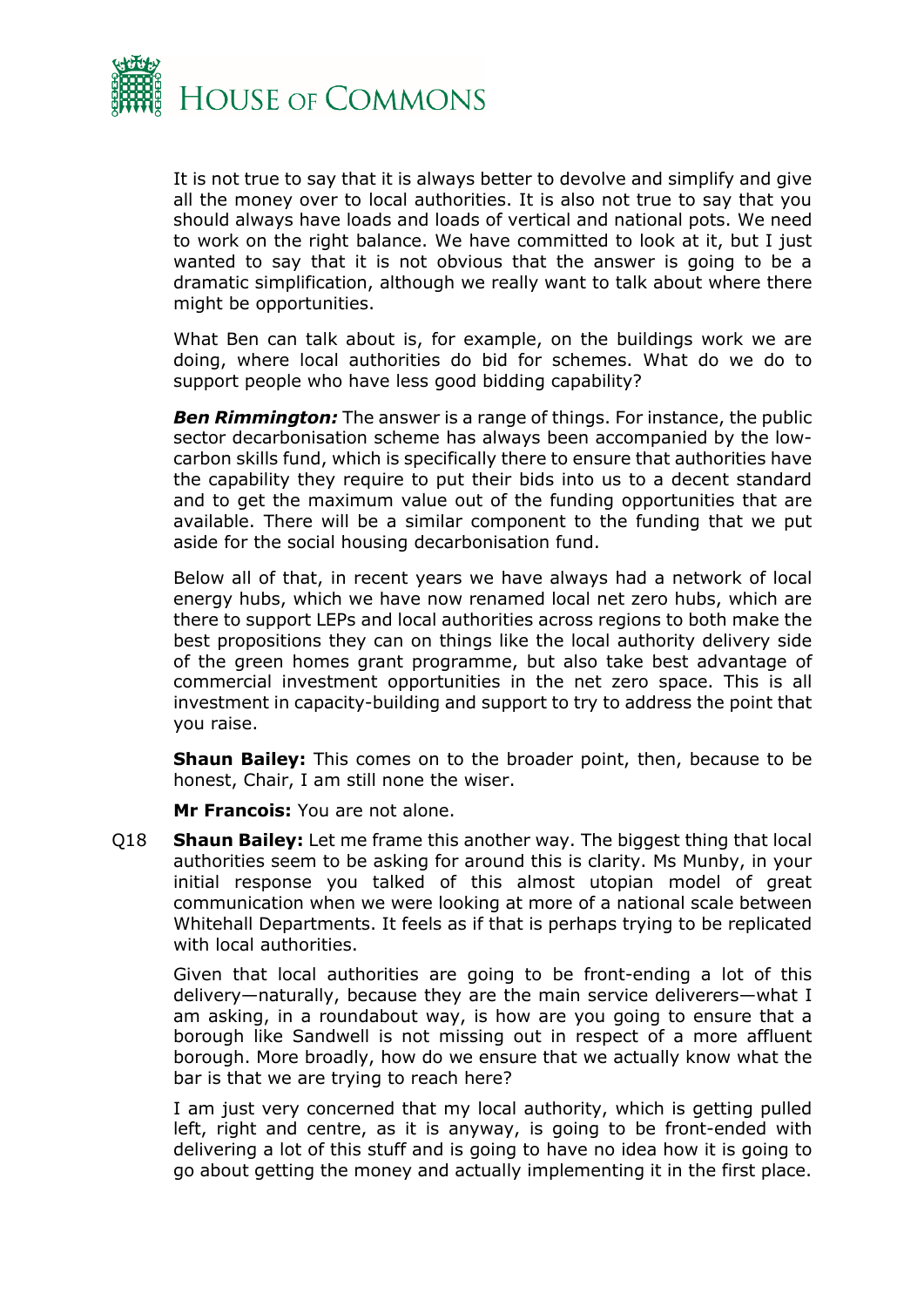It is not true to say that it is always better to devolve and simplify and give all the money over to local authorities. It is also not true to say that you should always have loads and loads of vertical and national pots. We need to work on the right balance. We have committed to look at it, but I just wanted to say that it is not obvious that the answer is going to be a dramatic simplification, although we really want to talk about where there might be opportunities.

What Ben can talk about is, for example, on the buildings work we are doing, where local authorities do bid for schemes. What do we do to support people who have less good bidding capability?

***Ben Rimmington:*** The answer is a range of things. For instance, the public sector decarbonisation scheme has always been accompanied by the low-carbon skills fund, which is specifically there to ensure that authorities have the capability they require to put their bids into us to a decent standard and to get the maximum value out of the funding opportunities that are available. There will be a similar component to the funding that we put aside for the social housing decarbonisation fund.

Below all of that, in recent years we have always had a network of local energy hubs, which we have now renamed local net zero hubs, which are there to support LEPs and local authorities across regions to both make the best propositions they can on things like the local authority delivery side of the green homes grant programme, but also take best advantage of commercial investment opportunities in the net zero space. This is all investment in capacity-building and support to try to address the point that you raise.

**Shaun Bailey:** This comes on to the broader point, then, because to be honest, Chair, I am still none the wiser.

**Mr Francois:** You are not alone.

Q18 **Shaun Bailey:** Let me frame this another way. The biggest thing that local authorities seem to be asking for around this is clarity. Ms Munby, in your initial response you talked of this almost utopian model of great communication when we were looking at more of a national scale between Whitehall Departments. It feels as if that is perhaps trying to be replicated with local authorities.

Given that local authorities are going to be front-ending a lot of this delivery—naturally, because they are the main service deliverers—what I am asking, in a roundabout way, is how are you going to ensure that a borough like Sandwell is not missing out in respect of a more affluent borough. More broadly, how do we ensure that we actually know what the bar is that we are trying to reach here?

I am just very concerned that my local authority, which is getting pulled left, right and centre, as it is anyway, is going to be front-ended with delivering a lot of this stuff and is going to have no idea how it is going to go about getting the money and actually implementing it in the first place.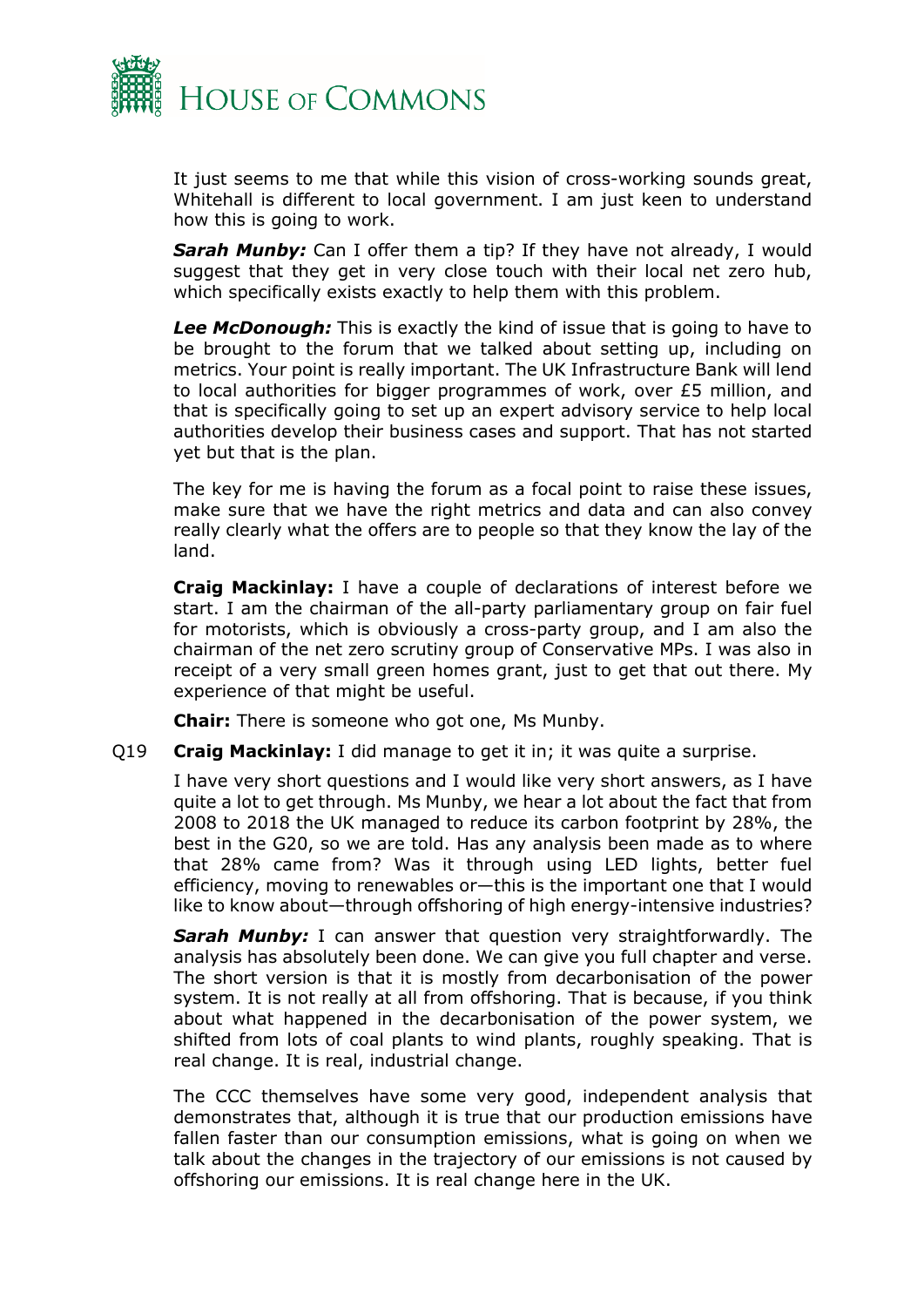It just seems to me that while this vision of cross-working sounds great, Whitehall is different to local government. I am just keen to understand how this is going to work.

***Sarah Munby:*** Can I offer them a tip? If they have not already, I would suggest that they get in very close touch with their local net zero hub, which specifically exists exactly to help them with this problem.

***Lee McDonough:*** This is exactly the kind of issue that is going to have to be brought to the forum that we talked about setting up, including on metrics. Your point is really important. The UK Infrastructure Bank will lend to local authorities for bigger programmes of work, over £5 million, and that is specifically going to set up an expert advisory service to help local authorities develop their business cases and support. That has not started yet but that is the plan.

The key for me is having the forum as a focal point to raise these issues, make sure that we have the right metrics and data and can also convey really clearly what the offers are to people so that they know the lay of the land.

**Craig Mackinlay:** I have a couple of declarations of interest before we start. I am the chairman of the all-party parliamentary group on fair fuel for motorists, which is obviously a cross-party group, and I am also the chairman of the net zero scrutiny group of Conservative MPs. I was also in receipt of a very small green homes grant, just to get that out there. My experience of that might be useful.

**Chair:** There is someone who got one, Ms Munby.

Q19 **Craig Mackinlay:** I did manage to get it in; it was quite a surprise.

I have very short questions and I would like very short answers, as I have quite a lot to get through. Ms Munby, we hear a lot about the fact that from 2008 to 2018 the UK managed to reduce its carbon footprint by 28%, the best in the G20, so we are told. Has any analysis been made as to where that 28% came from? Was it through using LED lights, better fuel efficiency, moving to renewables or—this is the important one that I would like to know about—through offshoring of high energy-intensive industries?

***Sarah Munby:*** I can answer that question very straightforwardly. The analysis has absolutely been done. We can give you full chapter and verse. The short version is that it is mostly from decarbonisation of the power system. It is not really at all from offshoring. That is because, if you think about what happened in the decarbonisation of the power system, we shifted from lots of coal plants to wind plants, roughly speaking. That is real change. It is real, industrial change.

The CCC themselves have some very good, independent analysis that demonstrates that, although it is true that our production emissions have fallen faster than our consumption emissions, what is going on when we talk about the changes in the trajectory of our emissions is not caused by offshoring our emissions. It is real change here in the UK.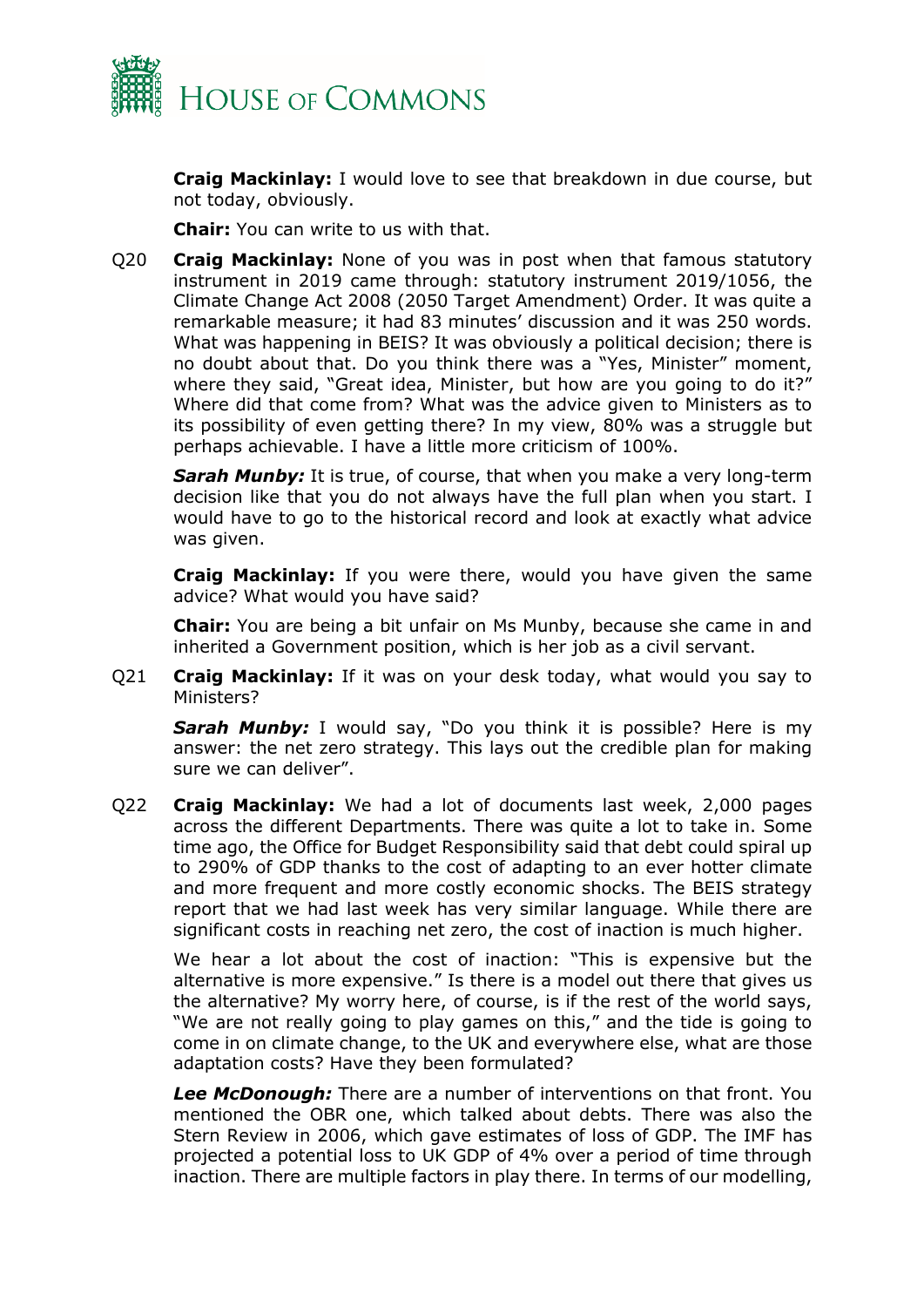**Craig Mackinlay:** I would love to see that breakdown in due course, but not today, obviously.

**Chair:** You can write to us with that.

Q20 **Craig Mackinlay:** None of you was in post when that famous statutory instrument in 2019 came through: statutory instrument 2019/1056, the Climate Change Act 2008 (2050 Target Amendment) Order. It was quite a remarkable measure; it had 83 minutes' discussion and it was 250 words. What was happening in BEIS? It was obviously a political decision; there is no doubt about that. Do you think there was a "Yes, Minister" moment, where they said, "Great idea, Minister, but how are you going to do it?" Where did that come from? What was the advice given to Ministers as to its possibility of even getting there? In my view, 80% was a struggle but perhaps achievable. I have a little more criticism of 100%.

***Sarah Munby:*** It is true, of course, that when you make a very long-term decision like that you do not always have the full plan when you start. I would have to go to the historical record and look at exactly what advice was given.

**Craig Mackinlay:** If you were there, would you have given the same advice? What would you have said?

**Chair:** You are being a bit unfair on Ms Munby, because she came in and inherited a Government position, which is her job as a civil servant.

Q21 **Craig Mackinlay:** If it was on your desk today, what would you say to Ministers?

***Sarah Munby:*** I would say, "Do you think it is possible? Here is my answer: the net zero strategy. This lays out the credible plan for making sure we can deliver".

Q22 **Craig Mackinlay:** We had a lot of documents last week, 2,000 pages across the different Departments. There was quite a lot to take in. Some time ago, the Office for Budget Responsibility said that debt could spiral up to 290% of GDP thanks to the cost of adapting to an ever hotter climate and more frequent and more costly economic shocks. The BEIS strategy report that we had last week has very similar language. While there are significant costs in reaching net zero, the cost of inaction is much higher.

We hear a lot about the cost of inaction: "This is expensive but the alternative is more expensive." Is there a model out there that gives us the alternative? My worry here, of course, is if the rest of the world says, "We are not really going to play games on this," and the tide is going to come in on climate change, to the UK and everywhere else, what are those adaptation costs? Have they been formulated?

***Lee McDonough:*** There are a number of interventions on that front. You mentioned the OBR one, which talked about debts. There was also the Stern Review in 2006, which gave estimates of loss of GDP. The IMF has projected a potential loss to UK GDP of 4% over a period of time through inaction. There are multiple factors in play there. In terms of our modelling,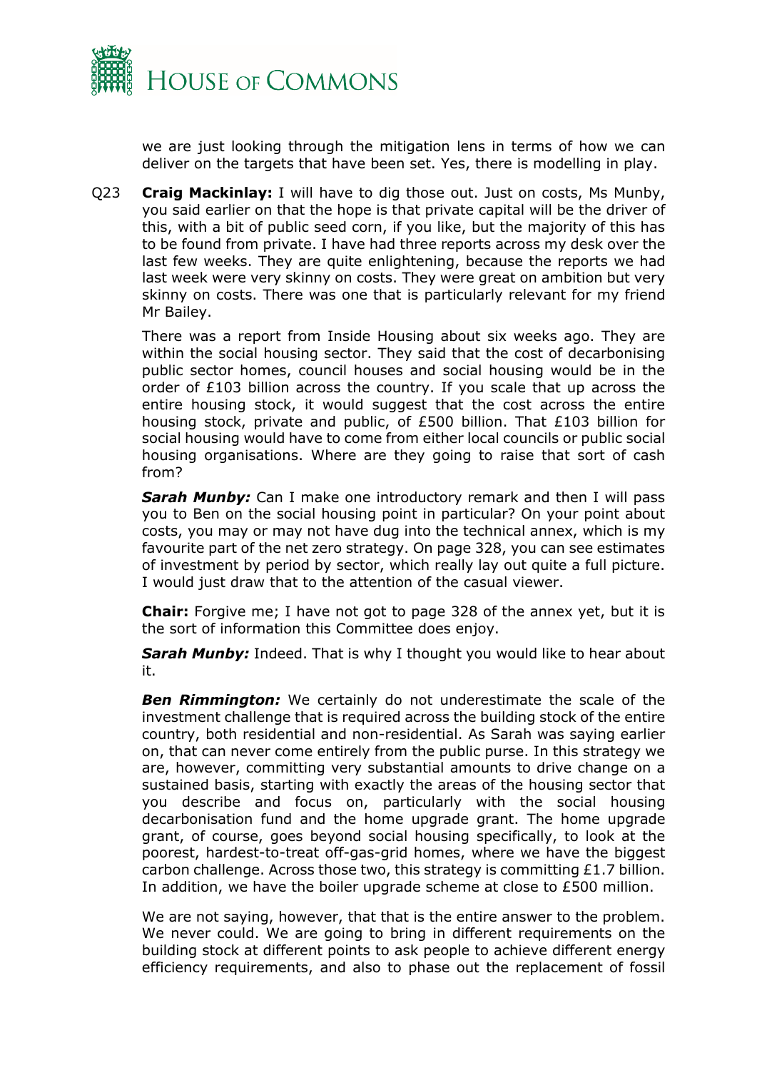we are just looking through the mitigation lens in terms of how we can deliver on the targets that have been set. Yes, there is modelling in play.

Q23 **Craig Mackinlay:** I will have to dig those out. Just on costs, Ms Munby, you said earlier on that the hope is that private capital will be the driver of this, with a bit of public seed corn, if you like, but the majority of this has to be found from private. I have had three reports across my desk over the last few weeks. They are quite enlightening, because the reports we had last week were very skinny on costs. They were great on ambition but very skinny on costs. There was one that is particularly relevant for my friend Mr Bailey.

There was a report from Inside Housing about six weeks ago. They are within the social housing sector. They said that the cost of decarbonising public sector homes, council houses and social housing would be in the order of £103 billion across the country. If you scale that up across the entire housing stock, it would suggest that the cost across the entire housing stock, private and public, of £500 billion. That £103 billion for social housing would have to come from either local councils or public social housing organisations. Where are they going to raise that sort of cash from?

***Sarah Munby:*** Can I make one introductory remark and then I will pass you to Ben on the social housing point in particular? On your point about costs, you may or may not have dug into the technical annex, which is my favourite part of the net zero strategy. On page 328, you can see estimates of investment by period by sector, which really lay out quite a full picture. I would just draw that to the attention of the casual viewer.

**Chair:** Forgive me; I have not got to page 328 of the annex yet, but it is the sort of information this Committee does enjoy.

***Sarah Munby:*** Indeed. That is why I thought you would like to hear about it.

***Ben Rimmington:*** We certainly do not underestimate the scale of the investment challenge that is required across the building stock of the entire country, both residential and non-residential. As Sarah was saying earlier on, that can never come entirely from the public purse. In this strategy we are, however, committing very substantial amounts to drive change on a sustained basis, starting with exactly the areas of the housing sector that you describe and focus on, particularly with the social housing decarbonisation fund and the home upgrade grant. The home upgrade grant, of course, goes beyond social housing specifically, to look at the poorest, hardest-to-treat off-gas-grid homes, where we have the biggest carbon challenge. Across those two, this strategy is committing £1.7 billion. In addition, we have the boiler upgrade scheme at close to £500 million.

We are not saying, however, that that is the entire answer to the problem. We never could. We are going to bring in different requirements on the building stock at different points to ask people to achieve different energy efficiency requirements, and also to phase out the replacement of fossil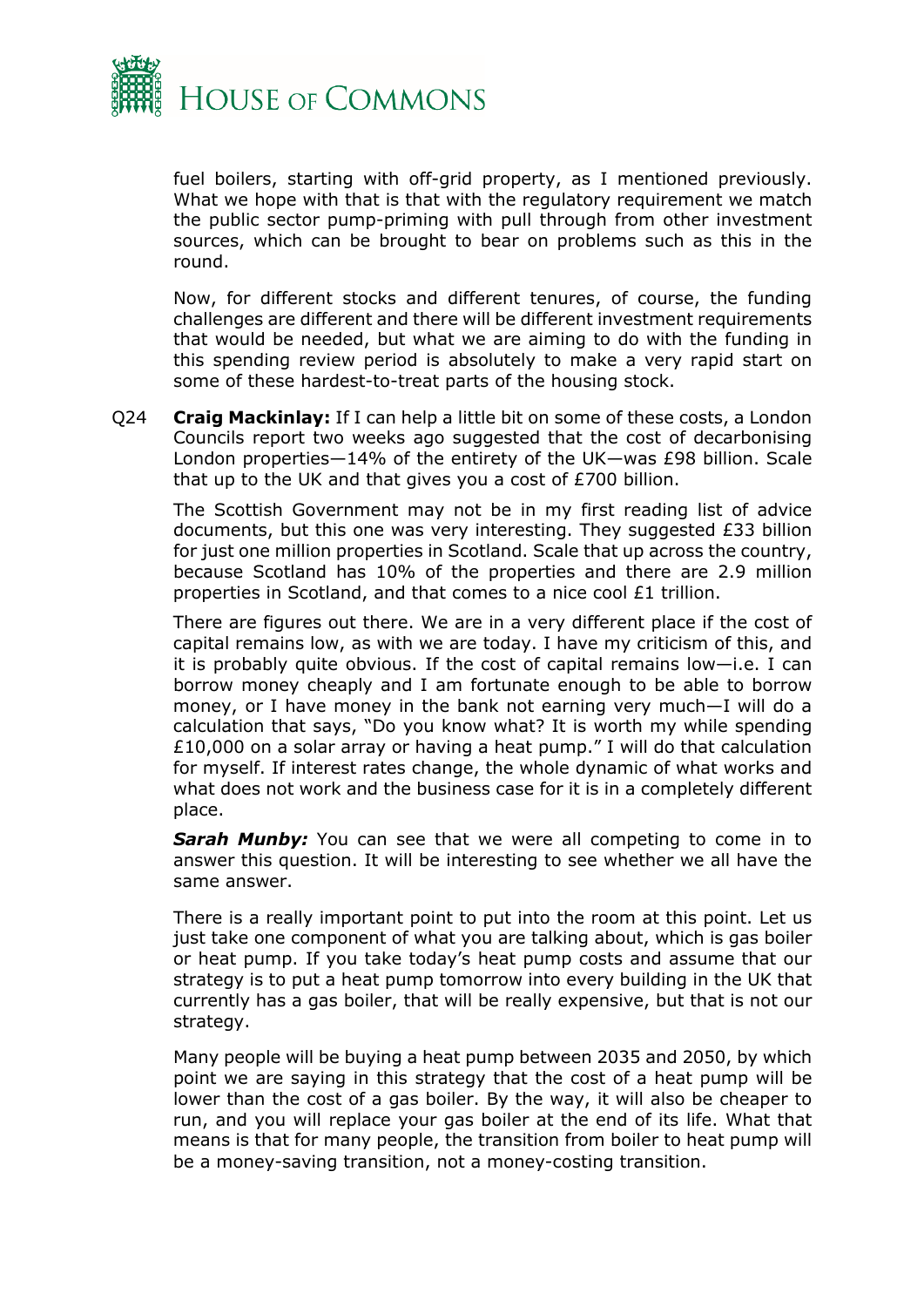fuel boilers, starting with off-grid property, as I mentioned previously. What we hope with that is that with the regulatory requirement we match the public sector pump-priming with pull through from other investment sources, which can be brought to bear on problems such as this in the round.

Now, for different stocks and different tenures, of course, the funding challenges are different and there will be different investment requirements that would be needed, but what we are aiming to do with the funding in this spending review period is absolutely to make a very rapid start on some of these hardest-to-treat parts of the housing stock.

Q24 **Craig Mackinlay:** If I can help a little bit on some of these costs, a London Councils report two weeks ago suggested that the cost of decarbonising London properties—14% of the entirety of the UK—was £98 billion. Scale that up to the UK and that gives you a cost of £700 billion.

The Scottish Government may not be in my first reading list of advice documents, but this one was very interesting. They suggested £33 billion for just one million properties in Scotland. Scale that up across the country, because Scotland has 10% of the properties and there are 2.9 million properties in Scotland, and that comes to a nice cool £1 trillion.

There are figures out there. We are in a very different place if the cost of capital remains low, as with we are today. I have my criticism of this, and it is probably quite obvious. If the cost of capital remains low—i.e. I can borrow money cheaply and I am fortunate enough to be able to borrow money, or I have money in the bank not earning very much—I will do a calculation that says, "Do you know what? It is worth my while spending £10,000 on a solar array or having a heat pump." I will do that calculation for myself. If interest rates change, the whole dynamic of what works and what does not work and the business case for it is in a completely different place.

***Sarah Munby:*** You can see that we were all competing to come in to answer this question. It will be interesting to see whether we all have the same answer.

There is a really important point to put into the room at this point. Let us just take one component of what you are talking about, which is gas boiler or heat pump. If you take today's heat pump costs and assume that our strategy is to put a heat pump tomorrow into every building in the UK that currently has a gas boiler, that will be really expensive, but that is not our strategy.

Many people will be buying a heat pump between 2035 and 2050, by which point we are saying in this strategy that the cost of a heat pump will be lower than the cost of a gas boiler. By the way, it will also be cheaper to run, and you will replace your gas boiler at the end of its life. What that means is that for many people, the transition from boiler to heat pump will be a money-saving transition, not a money-costing transition.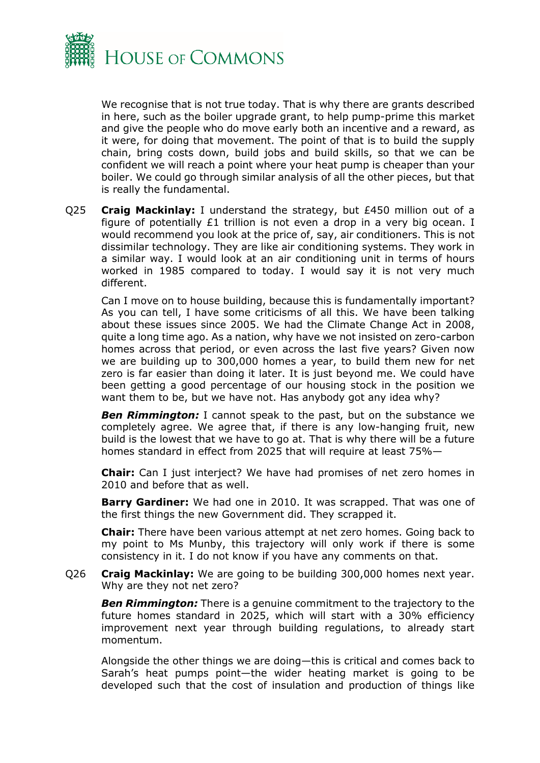We recognise that is not true today. That is why there are grants described in here, such as the boiler upgrade grant, to help pump-prime this market and give the people who do move early both an incentive and a reward, as it were, for doing that movement. The point of that is to build the supply chain, bring costs down, build jobs and build skills, so that we can be confident we will reach a point where your heat pump is cheaper than your boiler. We could go through similar analysis of all the other pieces, but that is really the fundamental.

Q25 **Craig Mackinlay:** I understand the strategy, but £450 million out of a figure of potentially £1 trillion is not even a drop in a very big ocean. I would recommend you look at the price of, say, air conditioners. This is not dissimilar technology. They are like air conditioning systems. They work in a similar way. I would look at an air conditioning unit in terms of hours worked in 1985 compared to today. I would say it is not very much different.

Can I move on to house building, because this is fundamentally important? As you can tell, I have some criticisms of all this. We have been talking about these issues since 2005. We had the Climate Change Act in 2008, quite a long time ago. As a nation, why have we not insisted on zero-carbon homes across that period, or even across the last five years? Given now we are building up to 300,000 homes a year, to build them new for net zero is far easier than doing it later. It is just beyond me. We could have been getting a good percentage of our housing stock in the position we want them to be, but we have not. Has anybody got any idea why?

***Ben Rimmington:*** I cannot speak to the past, but on the substance we completely agree. We agree that, if there is any low-hanging fruit, new build is the lowest that we have to go at. That is why there will be a future homes standard in effect from 2025 that will require at least 75%—

**Chair:** Can I just interject? We have had promises of net zero homes in 2010 and before that as well.

**Barry Gardiner:** We had one in 2010. It was scrapped. That was one of the first things the new Government did. They scrapped it.

**Chair:** There have been various attempt at net zero homes. Going back to my point to Ms Munby, this trajectory will only work if there is some consistency in it. I do not know if you have any comments on that.

Q26 **Craig Mackinlay:** We are going to be building 300,000 homes next year. Why are they not net zero?

***Ben Rimmington:*** There is a genuine commitment to the trajectory to the future homes standard in 2025, which will start with a 30% efficiency improvement next year through building regulations, to already start momentum.

Alongside the other things we are doing—this is critical and comes back to Sarah's heat pumps point—the wider heating market is going to be developed such that the cost of insulation and production of things like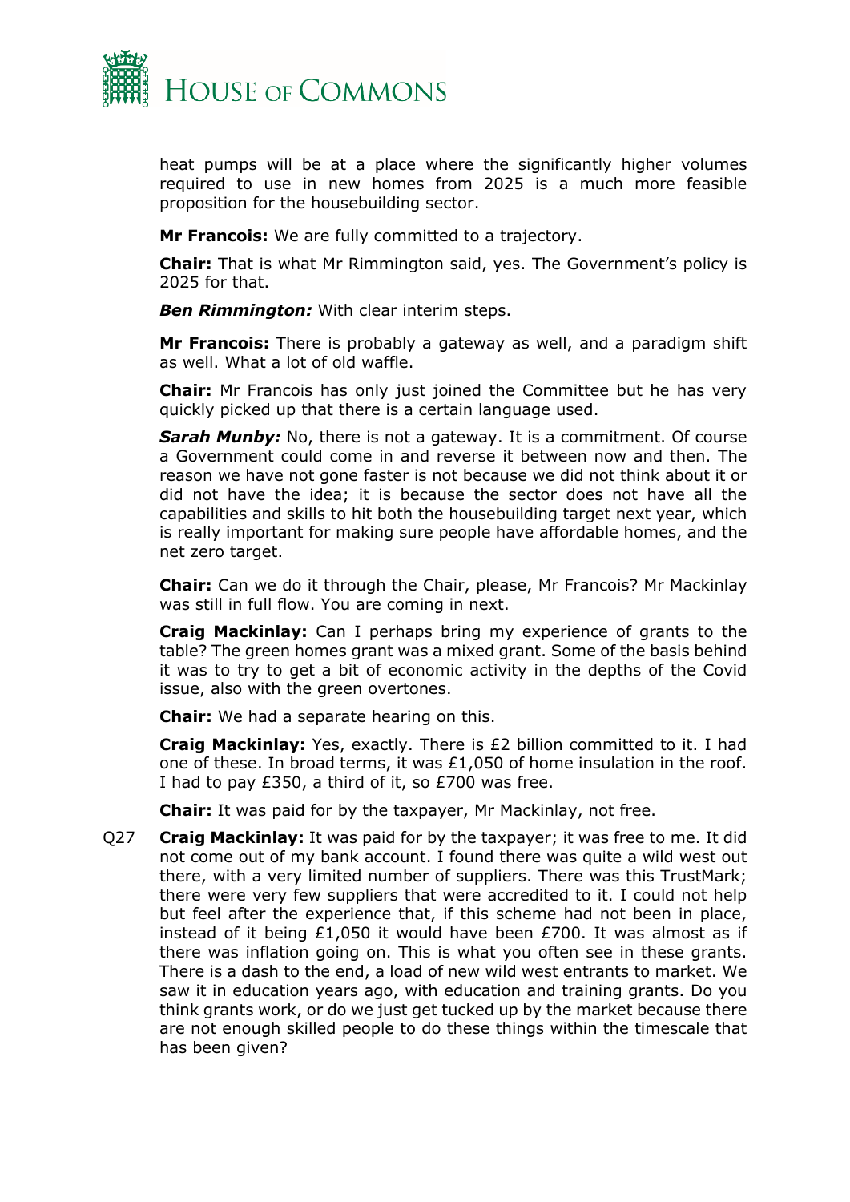heat pumps will be at a place where the significantly higher volumes required to use in new homes from 2025 is a much more feasible proposition for the housebuilding sector.

**Mr Francois:** We are fully committed to a trajectory.

**Chair:** That is what Mr Rimmington said, yes. The Government's policy is 2025 for that.

***Ben Rimmington:*** With clear interim steps.

**Mr Francois:** There is probably a gateway as well, and a paradigm shift as well. What a lot of old waffle.

**Chair:** Mr Francois has only just joined the Committee but he has very quickly picked up that there is a certain language used.

***Sarah Munby:*** No, there is not a gateway. It is a commitment. Of course a Government could come in and reverse it between now and then. The reason we have not gone faster is not because we did not think about it or did not have the idea; it is because the sector does not have all the capabilities and skills to hit both the housebuilding target next year, which is really important for making sure people have affordable homes, and the net zero target.

**Chair:** Can we do it through the Chair, please, Mr Francois? Mr Mackinlay was still in full flow. You are coming in next.

**Craig Mackinlay:** Can I perhaps bring my experience of grants to the table? The green homes grant was a mixed grant. Some of the basis behind it was to try to get a bit of economic activity in the depths of the Covid issue, also with the green overtones.

**Chair:** We had a separate hearing on this.

**Craig Mackinlay:** Yes, exactly. There is £2 billion committed to it. I had one of these. In broad terms, it was £1,050 of home insulation in the roof. I had to pay £350, a third of it, so £700 was free.

**Chair:** It was paid for by the taxpayer, Mr Mackinlay, not free.

Q27 **Craig Mackinlay:** It was paid for by the taxpayer; it was free to me. It did not come out of my bank account. I found there was quite a wild west out there, with a very limited number of suppliers. There was this TrustMark; there were very few suppliers that were accredited to it. I could not help but feel after the experience that, if this scheme had not been in place, instead of it being £1,050 it would have been £700. It was almost as if there was inflation going on. This is what you often see in these grants. There is a dash to the end, a load of new wild west entrants to market. We saw it in education years ago, with education and training grants. Do you think grants work, or do we just get tucked up by the market because there are not enough skilled people to do these things within the timescale that has been given?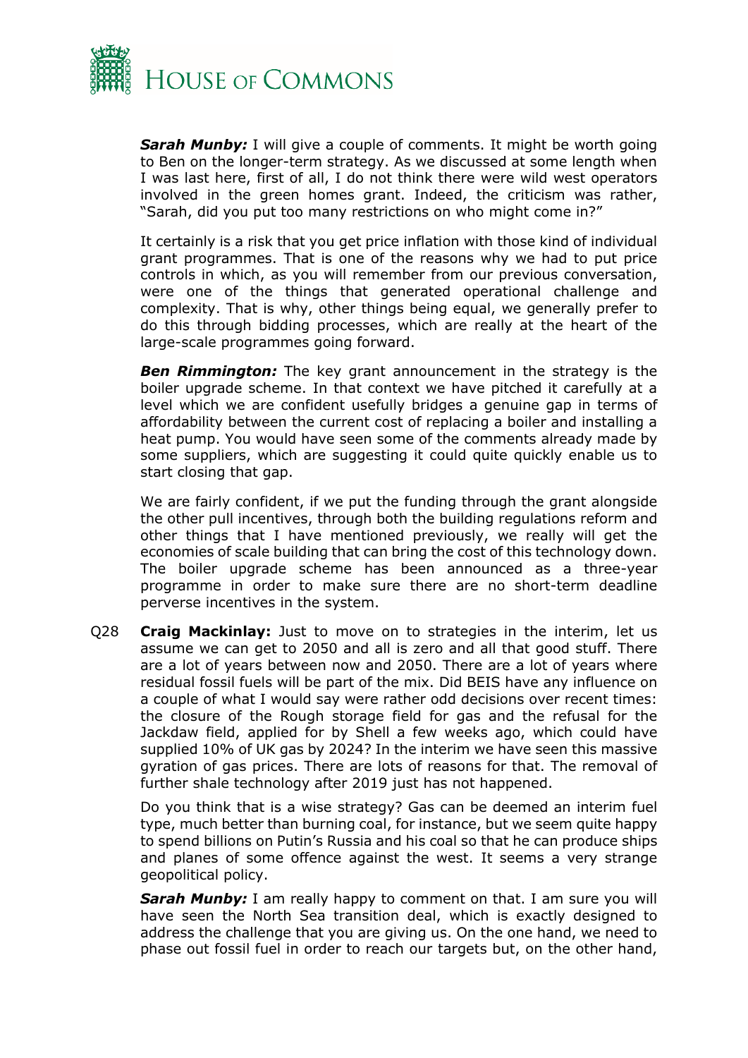***Sarah Munby:*** I will give a couple of comments. It might be worth going to Ben on the longer-term strategy. As we discussed at some length when I was last here, first of all, I do not think there were wild west operators involved in the green homes grant. Indeed, the criticism was rather, "Sarah, did you put too many restrictions on who might come in?"

It certainly is a risk that you get price inflation with those kind of individual grant programmes. That is one of the reasons why we had to put price controls in which, as you will remember from our previous conversation, were one of the things that generated operational challenge and complexity. That is why, other things being equal, we generally prefer to do this through bidding processes, which are really at the heart of the large-scale programmes going forward.

***Ben Rimmington:*** The key grant announcement in the strategy is the boiler upgrade scheme. In that context we have pitched it carefully at a level which we are confident usefully bridges a genuine gap in terms of affordability between the current cost of replacing a boiler and installing a heat pump. You would have seen some of the comments already made by some suppliers, which are suggesting it could quite quickly enable us to start closing that gap.

We are fairly confident, if we put the funding through the grant alongside the other pull incentives, through both the building regulations reform and other things that I have mentioned previously, we really will get the economies of scale building that can bring the cost of this technology down. The boiler upgrade scheme has been announced as a three-year programme in order to make sure there are no short-term deadline perverse incentives in the system.

Q28 **Craig Mackinlay:** Just to move on to strategies in the interim, let us assume we can get to 2050 and all is zero and all that good stuff. There are a lot of years between now and 2050. There are a lot of years where residual fossil fuels will be part of the mix. Did BEIS have any influence on a couple of what I would say were rather odd decisions over recent times: the closure of the Rough storage field for gas and the refusal for the Jackdaw field, applied for by Shell a few weeks ago, which could have supplied 10% of UK gas by 2024? In the interim we have seen this massive gyration of gas prices. There are lots of reasons for that. The removal of further shale technology after 2019 just has not happened.

Do you think that is a wise strategy? Gas can be deemed an interim fuel type, much better than burning coal, for instance, but we seem quite happy to spend billions on Putin's Russia and his coal so that he can produce ships and planes of some offence against the west. It seems a very strange geopolitical policy.

***Sarah Munby:*** I am really happy to comment on that. I am sure you will have seen the North Sea transition deal, which is exactly designed to address the challenge that you are giving us. On the one hand, we need to phase out fossil fuel in order to reach our targets but, on the other hand,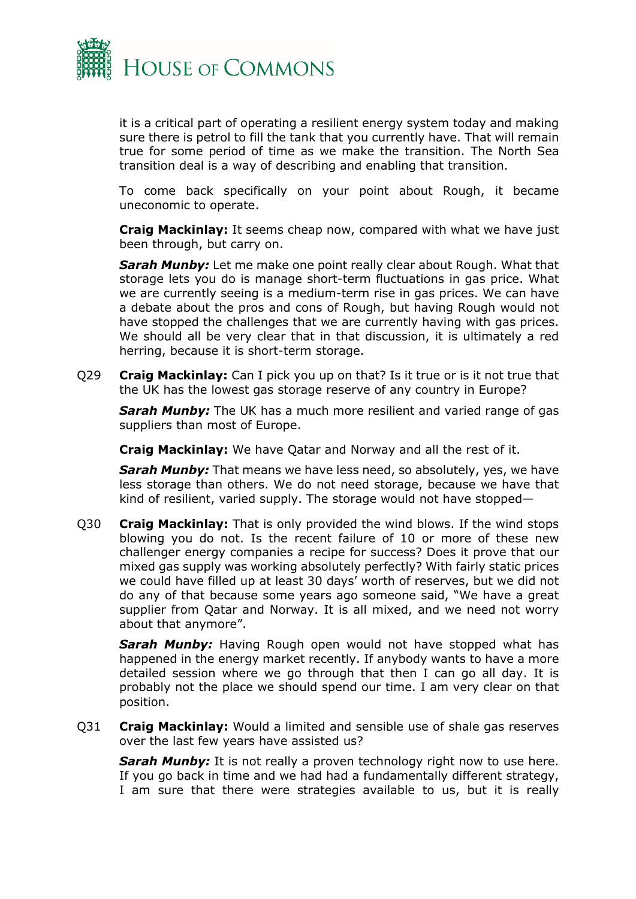it is a critical part of operating a resilient energy system today and making sure there is petrol to fill the tank that you currently have. That will remain true for some period of time as we make the transition. The North Sea transition deal is a way of describing and enabling that transition.

To come back specifically on your point about Rough, it became uneconomic to operate.

**Craig Mackinlay:** It seems cheap now, compared with what we have just been through, but carry on.

***Sarah Munby:*** Let me make one point really clear about Rough. What that storage lets you do is manage short-term fluctuations in gas price. What we are currently seeing is a medium-term rise in gas prices. We can have a debate about the pros and cons of Rough, but having Rough would not have stopped the challenges that we are currently having with gas prices. We should all be very clear that in that discussion, it is ultimately a red herring, because it is short-term storage.

Q29 **Craig Mackinlay:** Can I pick you up on that? Is it true or is it not true that the UK has the lowest gas storage reserve of any country in Europe?

***Sarah Munby:*** The UK has a much more resilient and varied range of gas suppliers than most of Europe.

**Craig Mackinlay:** We have Qatar and Norway and all the rest of it.

***Sarah Munby:*** That means we have less need, so absolutely, yes, we have less storage than others. We do not need storage, because we have that kind of resilient, varied supply. The storage would not have stopped—

Q30 **Craig Mackinlay:** That is only provided the wind blows. If the wind stops blowing you do not. Is the recent failure of 10 or more of these new challenger energy companies a recipe for success? Does it prove that our mixed gas supply was working absolutely perfectly? With fairly static prices we could have filled up at least 30 days' worth of reserves, but we did not do any of that because some years ago someone said, "We have a great supplier from Qatar and Norway. It is all mixed, and we need not worry about that anymore".

***Sarah Munby:*** Having Rough open would not have stopped what has happened in the energy market recently. If anybody wants to have a more detailed session where we go through that then I can go all day. It is probably not the place we should spend our time. I am very clear on that position.

Q31 **Craig Mackinlay:** Would a limited and sensible use of shale gas reserves over the last few years have assisted us?

***Sarah Munby:*** It is not really a proven technology right now to use here. If you go back in time and we had had a fundamentally different strategy, I am sure that there were strategies available to us, but it is really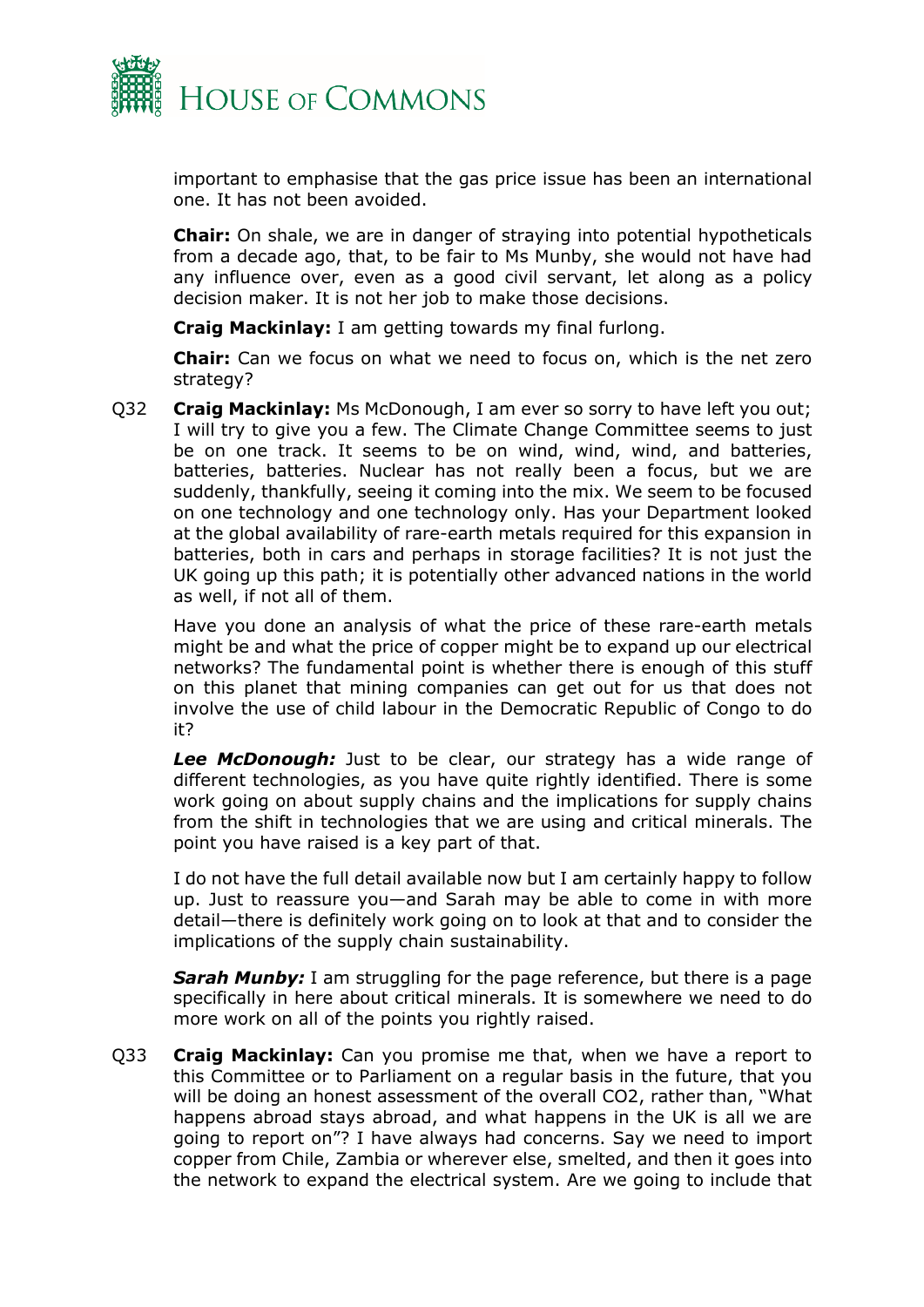important to emphasise that the gas price issue has been an international one. It has not been avoided.

**Chair:** On shale, we are in danger of straying into potential hypotheticals from a decade ago, that, to be fair to Ms Munby, she would not have had any influence over, even as a good civil servant, let along as a policy decision maker. It is not her job to make those decisions.

**Craig Mackinlay:** I am getting towards my final furlong.

**Chair:** Can we focus on what we need to focus on, which is the net zero strategy?

Q32 **Craig Mackinlay:** Ms McDonough, I am ever so sorry to have left you out; I will try to give you a few. The Climate Change Committee seems to just be on one track. It seems to be on wind, wind, wind, and batteries, batteries, batteries. Nuclear has not really been a focus, but we are suddenly, thankfully, seeing it coming into the mix. We seem to be focused on one technology and one technology only. Has your Department looked at the global availability of rare-earth metals required for this expansion in batteries, both in cars and perhaps in storage facilities? It is not just the UK going up this path; it is potentially other advanced nations in the world as well, if not all of them.

Have you done an analysis of what the price of these rare-earth metals might be and what the price of copper might be to expand up our electrical networks? The fundamental point is whether there is enough of this stuff on this planet that mining companies can get out for us that does not involve the use of child labour in the Democratic Republic of Congo to do it?

***Lee McDonough:*** Just to be clear, our strategy has a wide range of different technologies, as you have quite rightly identified. There is some work going on about supply chains and the implications for supply chains from the shift in technologies that we are using and critical minerals. The point you have raised is a key part of that.

I do not have the full detail available now but I am certainly happy to follow up. Just to reassure you—and Sarah may be able to come in with more detail—there is definitely work going on to look at that and to consider the implications of the supply chain sustainability.

***Sarah Munby:*** I am struggling for the page reference, but there is a page specifically in here about critical minerals. It is somewhere we need to do more work on all of the points you rightly raised.

Q33 **Craig Mackinlay:** Can you promise me that, when we have a report to this Committee or to Parliament on a regular basis in the future, that you will be doing an honest assessment of the overall $CO_2$, rather than, "What happens abroad stays abroad, and what happens in the UK is all we are going to report on"? I have always had concerns. Say we need to import copper from Chile, Zambia or wherever else, smelted, and then it goes into the network to expand the electrical system. Are we going to include that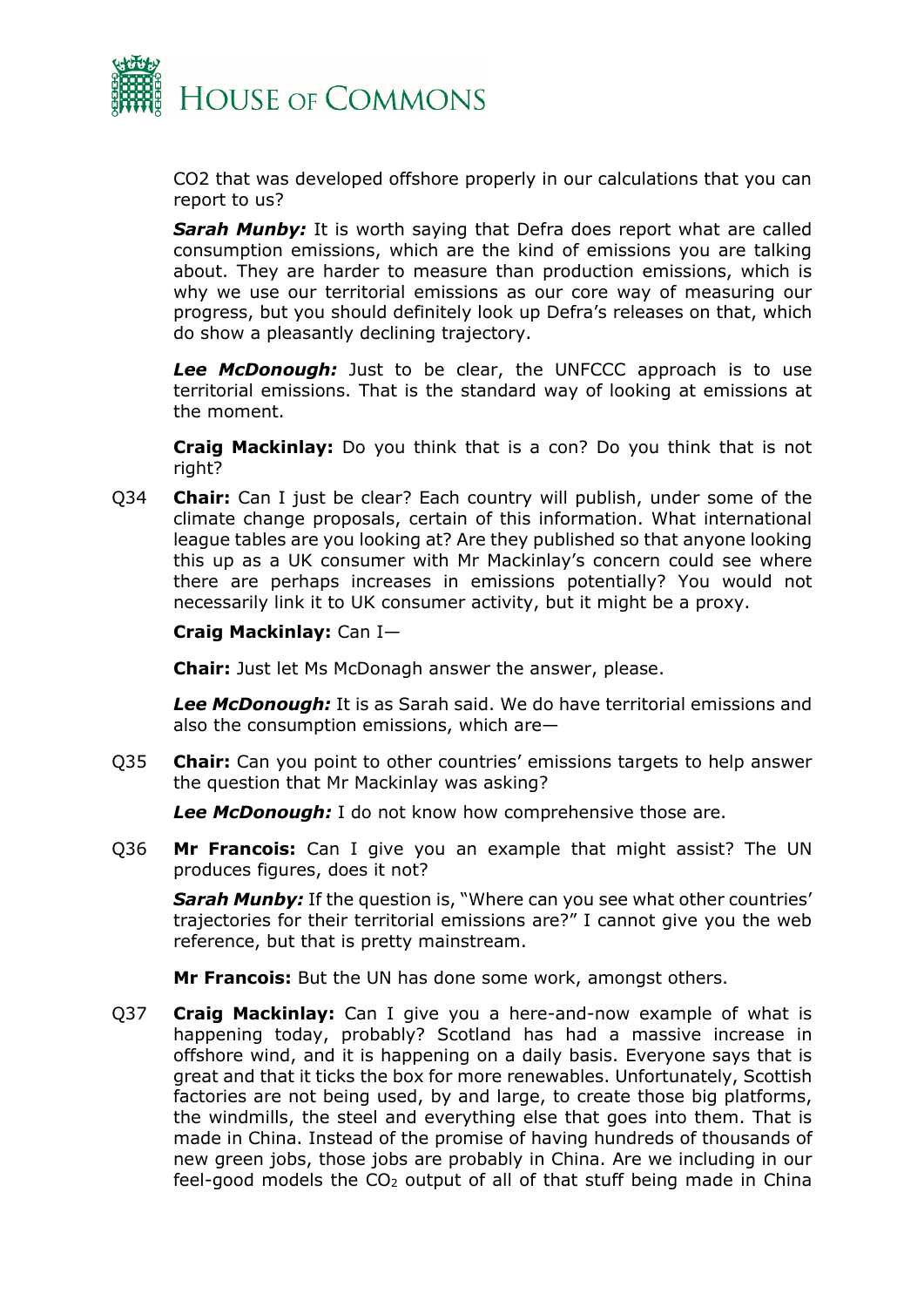CO2 that was developed offshore properly in our calculations that you can report to us?

***Sarah Munby:*** It is worth saying that Defra does report what are called consumption emissions, which are the kind of emissions you are talking about. They are harder to measure than production emissions, which is why we use our territorial emissions as our core way of measuring our progress, but you should definitely look up Defra's releases on that, which do show a pleasantly declining trajectory.

***Lee McDonough:*** Just to be clear, the UNFCCC approach is to use territorial emissions. That is the standard way of looking at emissions at the moment.

**Craig Mackinlay:** Do you think that is a con? Do you think that is not right?

Q34 **Chair:** Can I just be clear? Each country will publish, under some of the climate change proposals, certain of this information. What international league tables are you looking at? Are they published so that anyone looking this up as a UK consumer with Mr Mackinlay's concern could see where there are perhaps increases in emissions potentially? You would not necessarily link it to UK consumer activity, but it might be a proxy.

**Craig Mackinlay:** Can I—

**Chair:** Just let Ms McDonagh answer the answer, please.

***Lee McDonough:*** It is as Sarah said. We do have territorial emissions and also the consumption emissions, which are—

Q35 **Chair:** Can you point to other countries' emissions targets to help answer the question that Mr Mackinlay was asking?

***Lee McDonough:*** I do not know how comprehensive those are.

Q36 **Mr Francois:** Can I give you an example that might assist? The UN produces figures, does it not?

***Sarah Munby:*** If the question is, "Where can you see what other countries' trajectories for their territorial emissions are?" I cannot give you the web reference, but that is pretty mainstream.

**Mr Francois:** But the UN has done some work, amongst others.

Q37 **Craig Mackinlay:** Can I give you a here-and-now example of what is happening today, probably? Scotland has had a massive increase in offshore wind, and it is happening on a daily basis. Everyone says that is great and that it ticks the box for more renewables. Unfortunately, Scottish factories are not being used, by and large, to create those big platforms, the windmills, the steel and everything else that goes into them. That is made in China. Instead of the promise of having hundreds of thousands of new green jobs, those jobs are probably in China. Are we including in our feel-good models the $CO_2$ output of all of that stuff being made in China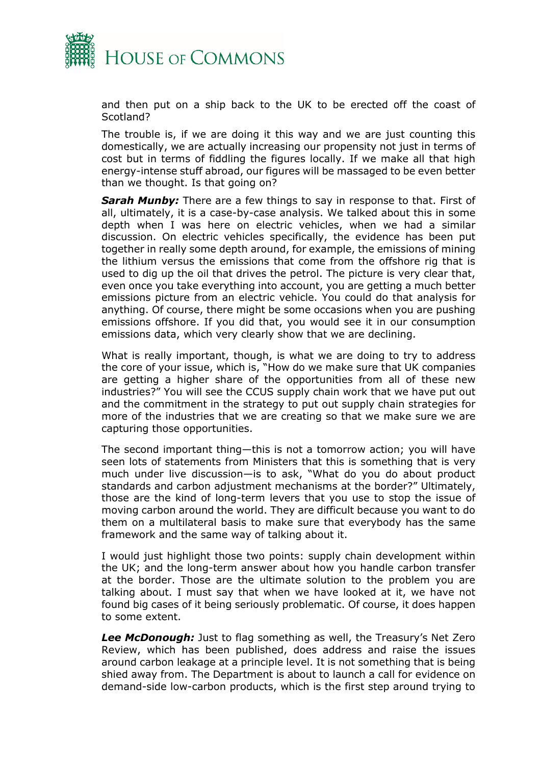and then put on a ship back to the UK to be erected off the coast of Scotland?

The trouble is, if we are doing it this way and we are just counting this domestically, we are actually increasing our propensity not just in terms of cost but in terms of fiddling the figures locally. If we make all that high energy-intense stuff abroad, our figures will be massaged to be even better than we thought. Is that going on?

***Sarah Munby:*** There are a few things to say in response to that. First of all, ultimately, it is a case-by-case analysis. We talked about this in some depth when I was here on electric vehicles, when we had a similar discussion. On electric vehicles specifically, the evidence has been put together in really some depth around, for example, the emissions of mining the lithium versus the emissions that come from the offshore rig that is used to dig up the oil that drives the petrol. The picture is very clear that, even once you take everything into account, you are getting a much better emissions picture from an electric vehicle. You could do that analysis for anything. Of course, there might be some occasions when you are pushing emissions offshore. If you did that, you would see it in our consumption emissions data, which very clearly show that we are declining.

What is really important, though, is what we are doing to try to address the core of your issue, which is, "How do we make sure that UK companies are getting a higher share of the opportunities from all of these new industries?" You will see the CCUS supply chain work that we have put out and the commitment in the strategy to put out supply chain strategies for more of the industries that we are creating so that we make sure we are capturing those opportunities.

The second important thing—this is not a tomorrow action; you will have seen lots of statements from Ministers that this is something that is very much under live discussion—is to ask, "What do you do about product standards and carbon adjustment mechanisms at the border?" Ultimately, those are the kind of long-term levers that you use to stop the issue of moving carbon around the world. They are difficult because you want to do them on a multilateral basis to make sure that everybody has the same framework and the same way of talking about it.

I would just highlight those two points: supply chain development within the UK; and the long-term answer about how you handle carbon transfer at the border. Those are the ultimate solution to the problem you are talking about. I must say that when we have looked at it, we have not found big cases of it being seriously problematic. Of course, it does happen to some extent.

***Lee McDonough:*** Just to flag something as well, the Treasury's Net Zero Review, which has been published, does address and raise the issues around carbon leakage at a principle level. It is not something that is being shied away from. The Department is about to launch a call for evidence on demand-side low-carbon products, which is the first step around trying to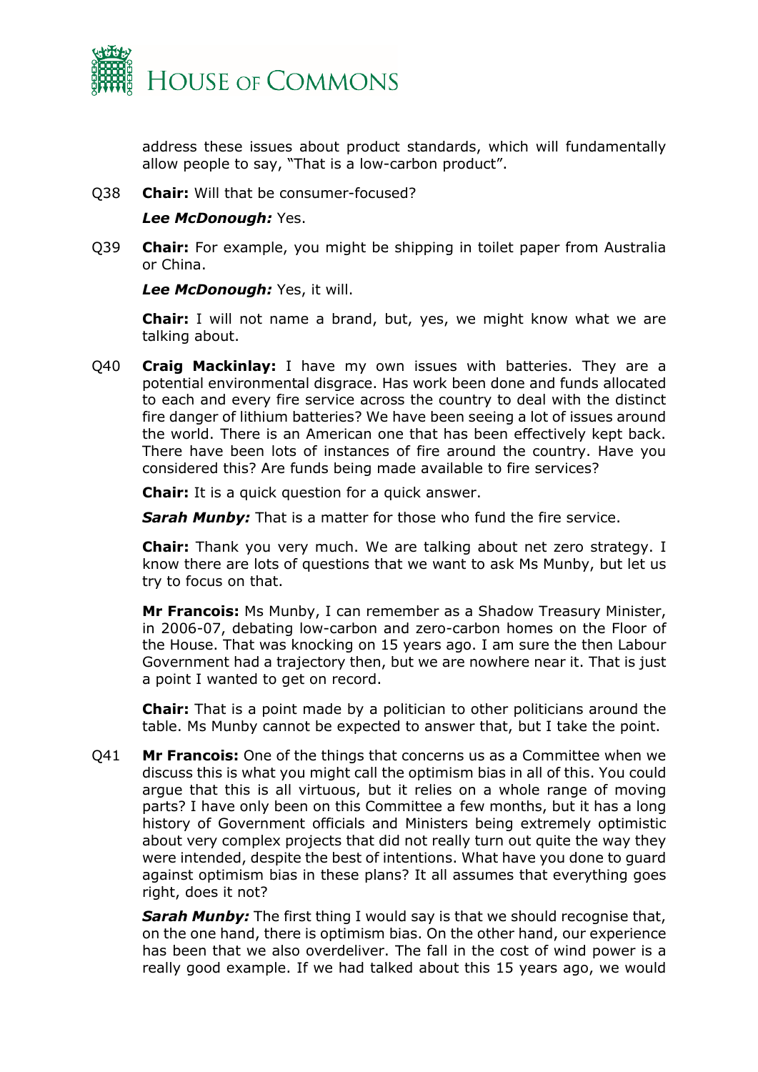address these issues about product standards, which will fundamentally allow people to say, "That is a low-carbon product".

Q38 **Chair:** Will that be consumer-focused?

***Lee McDonough:*** Yes.

Q39 **Chair:** For example, you might be shipping in toilet paper from Australia or China.

***Lee McDonough:*** Yes, it will.

**Chair:** I will not name a brand, but, yes, we might know what we are talking about.

Q40 **Craig Mackinlay:** I have my own issues with batteries. They are a potential environmental disgrace. Has work been done and funds allocated to each and every fire service across the country to deal with the distinct fire danger of lithium batteries? We have been seeing a lot of issues around the world. There is an American one that has been effectively kept back. There have been lots of instances of fire around the country. Have you considered this? Are funds being made available to fire services?

**Chair:** It is a quick question for a quick answer.

***Sarah Munby:*** That is a matter for those who fund the fire service.

**Chair:** Thank you very much. We are talking about net zero strategy. I know there are lots of questions that we want to ask Ms Munby, but let us try to focus on that.

**Mr Francois:** Ms Munby, I can remember as a Shadow Treasury Minister, in 2006-07, debating low-carbon and zero-carbon homes on the Floor of the House. That was knocking on 15 years ago. I am sure the then Labour Government had a trajectory then, but we are nowhere near it. That is just a point I wanted to get on record.

**Chair:** That is a point made by a politician to other politicians around the table. Ms Munby cannot be expected to answer that, but I take the point.

Q41 **Mr Francois:** One of the things that concerns us as a Committee when we discuss this is what you might call the optimism bias in all of this. You could argue that this is all virtuous, but it relies on a whole range of moving parts? I have only been on this Committee a few months, but it has a long history of Government officials and Ministers being extremely optimistic about very complex projects that did not really turn out quite the way they were intended, despite the best of intentions. What have you done to guard against optimism bias in these plans? It all assumes that everything goes right, does it not?

***Sarah Munby:*** The first thing I would say is that we should recognise that, on the one hand, there is optimism bias. On the other hand, our experience has been that we also overdeliver. The fall in the cost of wind power is a really good example. If we had talked about this 15 years ago, we would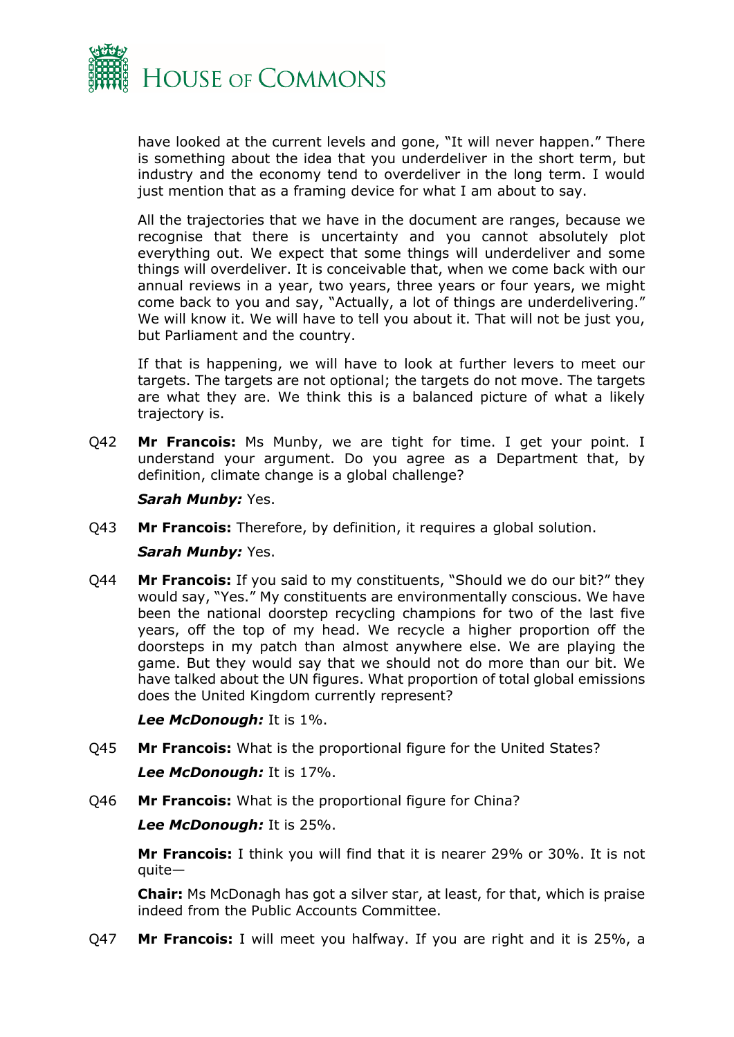have looked at the current levels and gone, "It will never happen." There is something about the idea that you underdeliver in the short term, but industry and the economy tend to overdeliver in the long term. I would just mention that as a framing device for what I am about to say.

All the trajectories that we have in the document are ranges, because we recognise that there is uncertainty and you cannot absolutely plot everything out. We expect that some things will underdeliver and some things will overdeliver. It is conceivable that, when we come back with our annual reviews in a year, two years, three years or four years, we might come back to you and say, "Actually, a lot of things are underdelivering." We will know it. We will have to tell you about it. That will not be just you, but Parliament and the country.

If that is happening, we will have to look at further levers to meet our targets. The targets are not optional; the targets do not move. The targets are what they are. We think this is a balanced picture of what a likely trajectory is.

Q42 **Mr Francois:** Ms Munby, we are tight for time. I get your point. I understand your argument. Do you agree as a Department that, by definition, climate change is a global challenge?

***Sarah Munby:*** Yes.

Q43 **Mr Francois:** Therefore, by definition, it requires a global solution.

***Sarah Munby:*** Yes.

Q44 **Mr Francois:** If you said to my constituents, "Should we do our bit?" they would say, "Yes." My constituents are environmentally conscious. We have been the national doorstep recycling champions for two of the last five years, off the top of my head. We recycle a higher proportion off the doorsteps in my patch than almost anywhere else. We are playing the game. But they would say that we should not do more than our bit. We have talked about the UN figures. What proportion of total global emissions does the United Kingdom currently represent?

***Lee McDonough:*** It is 1%.

Q45 **Mr Francois:** What is the proportional figure for the United States?

***Lee McDonough:*** It is 17%.

Q46 **Mr Francois:** What is the proportional figure for China?

***Lee McDonough:*** It is 25%.

**Mr Francois:** I think you will find that it is nearer 29% or 30%. It is not quite—

**Chair:** Ms McDonagh has got a silver star, at least, for that, which is praise indeed from the Public Accounts Committee.

Q47 **Mr Francois:** I will meet you halfway. If you are right and it is 25%, a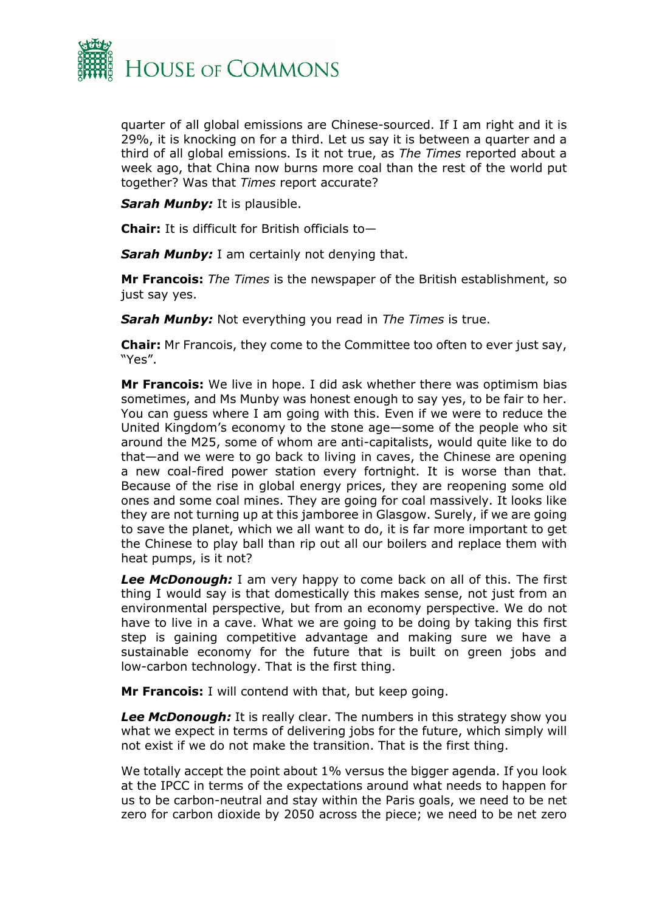quarter of all global emissions are Chinese-sourced. If I am right and it is 29%, it is knocking on for a third. Let us say it is between a quarter and a third of all global emissions. Is it not true, as *The Times* reported about a week ago, that China now burns more coal than the rest of the world put together? Was that *Times* report accurate?

***Sarah Munby:*** It is plausible.

**Chair:** It is difficult for British officials to—

***Sarah Munby:*** I am certainly not denying that.

**Mr Francois:** *The Times* is the newspaper of the British establishment, so just say yes.

***Sarah Munby:*** Not everything you read in *The Times* is true.

**Chair:** Mr Francois, they come to the Committee too often to ever just say, "Yes".

**Mr Francois:** We live in hope. I did ask whether there was optimism bias sometimes, and Ms Munby was honest enough to say yes, to be fair to her. You can guess where I am going with this. Even if we were to reduce the United Kingdom's economy to the stone age—some of the people who sit around the M25, some of whom are anti-capitalists, would quite like to do that—and we were to go back to living in caves, the Chinese are opening a new coal-fired power station every fortnight. It is worse than that. Because of the rise in global energy prices, they are reopening some old ones and some coal mines. They are going for coal massively. It looks like they are not turning up at this jamboree in Glasgow. Surely, if we are going to save the planet, which we all want to do, it is far more important to get the Chinese to play ball than rip out all our boilers and replace them with heat pumps, is it not?

***Lee McDonough:*** I am very happy to come back on all of this. The first thing I would say is that domestically this makes sense, not just from an environmental perspective, but from an economy perspective. We do not have to live in a cave. What we are going to be doing by taking this first step is gaining competitive advantage and making sure we have a sustainable economy for the future that is built on green jobs and low-carbon technology. That is the first thing.

**Mr Francois:** I will contend with that, but keep going.

***Lee McDonough:*** It is really clear. The numbers in this strategy show you what we expect in terms of delivering jobs for the future, which simply will not exist if we do not make the transition. That is the first thing.

We totally accept the point about 1% versus the bigger agenda. If you look at the IPCC in terms of the expectations around what needs to happen for us to be carbon-neutral and stay within the Paris goals, we need to be net zero for carbon dioxide by 2050 across the piece; we need to be net zero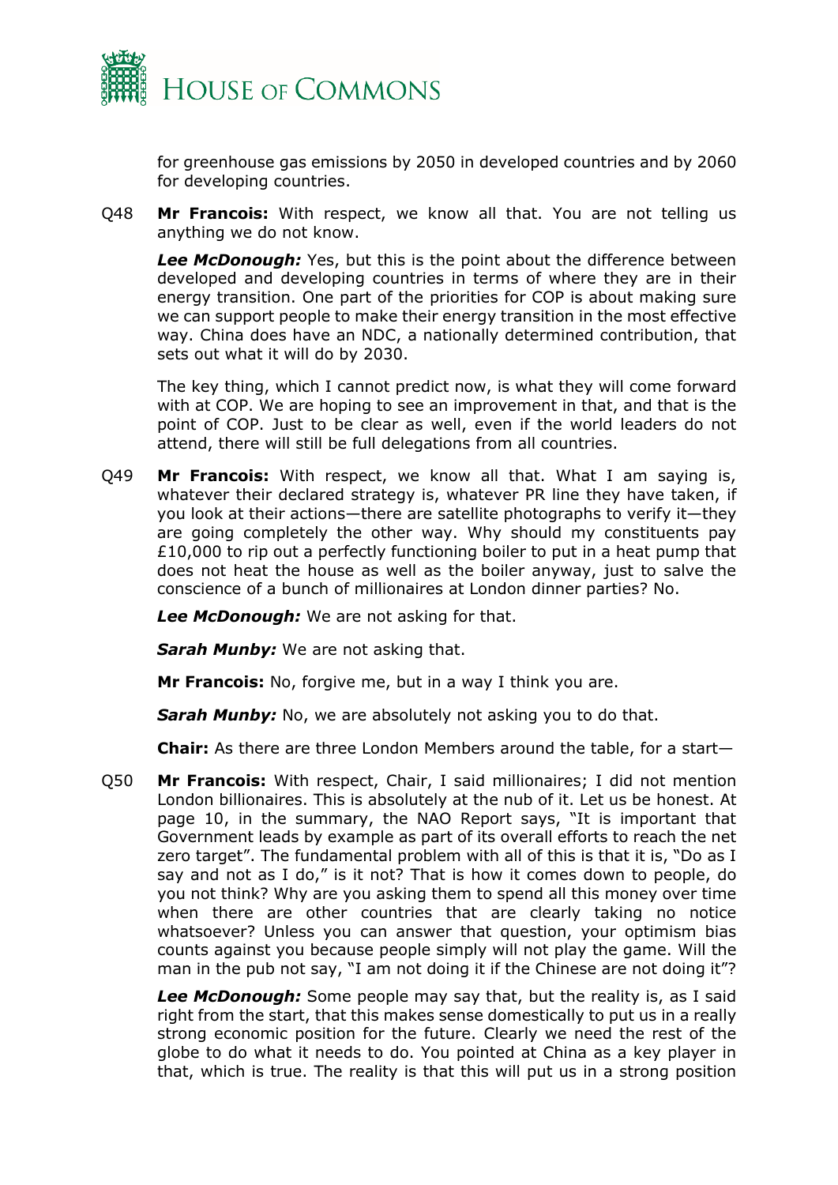for greenhouse gas emissions by 2050 in developed countries and by 2060 for developing countries.

Q48 **Mr Francois:** With respect, we know all that. You are not telling us anything we do not know.

***Lee McDonough:*** Yes, but this is the point about the difference between developed and developing countries in terms of where they are in their energy transition. One part of the priorities for COP is about making sure we can support people to make their energy transition in the most effective way. China does have an NDC, a nationally determined contribution, that sets out what it will do by 2030.

The key thing, which I cannot predict now, is what they will come forward with at COP. We are hoping to see an improvement in that, and that is the point of COP. Just to be clear as well, even if the world leaders do not attend, there will still be full delegations from all countries.

Q49 **Mr Francois:** With respect, we know all that. What I am saying is, whatever their declared strategy is, whatever PR line they have taken, if you look at their actions—there are satellite photographs to verify it—they are going completely the other way. Why should my constituents pay £10,000 to rip out a perfectly functioning boiler to put in a heat pump that does not heat the house as well as the boiler anyway, just to salve the conscience of a bunch of millionaires at London dinner parties? No.

***Lee McDonough:*** We are not asking for that.

***Sarah Munby:*** We are not asking that.

**Mr Francois:** No, forgive me, but in a way I think you are.

***Sarah Munby:*** No, we are absolutely not asking you to do that.

**Chair:** As there are three London Members around the table, for a start—

Q50 **Mr Francois:** With respect, Chair, I said millionaires; I did not mention London billionaires. This is absolutely at the nub of it. Let us be honest. At page 10, in the summary, the NAO Report says, "It is important that Government leads by example as part of its overall efforts to reach the net zero target". The fundamental problem with all of this is that it is, "Do as I say and not as I do," is it not? That is how it comes down to people, do you not think? Why are you asking them to spend all this money over time when there are other countries that are clearly taking no notice whatsoever? Unless you can answer that question, your optimism bias counts against you because people simply will not play the game. Will the man in the pub not say, "I am not doing it if the Chinese are not doing it"?

***Lee McDonough:*** Some people may say that, but the reality is, as I said right from the start, that this makes sense domestically to put us in a really strong economic position for the future. Clearly we need the rest of the globe to do what it needs to do. You pointed at China as a key player in that, which is true. The reality is that this will put us in a strong position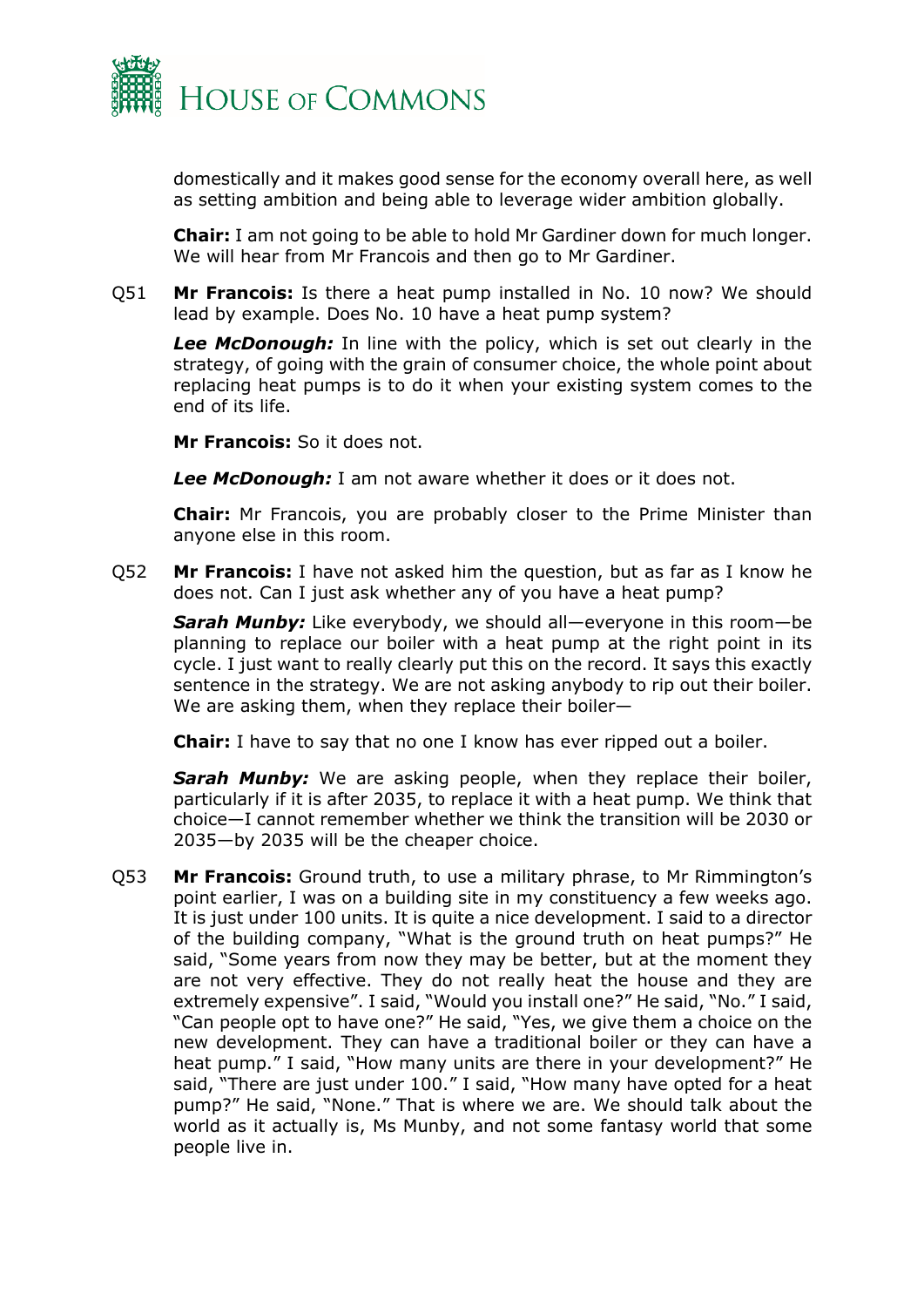domestically and it makes good sense for the economy overall here, as well as setting ambition and being able to leverage wider ambition globally.

**Chair:** I am not going to be able to hold Mr Gardiner down for much longer. We will hear from Mr Francois and then go to Mr Gardiner.

Q51 **Mr Francois:** Is there a heat pump installed in No. 10 now? We should lead by example. Does No. 10 have a heat pump system?

***Lee McDonough:*** In line with the policy, which is set out clearly in the strategy, of going with the grain of consumer choice, the whole point about replacing heat pumps is to do it when your existing system comes to the end of its life.

**Mr Francois:** So it does not.

***Lee McDonough:*** I am not aware whether it does or it does not.

**Chair:** Mr Francois, you are probably closer to the Prime Minister than anyone else in this room.

Q52 **Mr Francois:** I have not asked him the question, but as far as I know he does not. Can I just ask whether any of you have a heat pump?

***Sarah Munby:*** Like everybody, we should all—everyone in this room—be planning to replace our boiler with a heat pump at the right point in its cycle. I just want to really clearly put this on the record. It says this exactly sentence in the strategy. We are not asking anybody to rip out their boiler. We are asking them, when they replace their boiler—

**Chair:** I have to say that no one I know has ever ripped out a boiler.

***Sarah Munby:*** We are asking people, when they replace their boiler, particularly if it is after 2035, to replace it with a heat pump. We think that choice—I cannot remember whether we think the transition will be 2030 or 2035—by 2035 will be the cheaper choice.

Q53 **Mr Francois:** Ground truth, to use a military phrase, to Mr Rimmington's point earlier, I was on a building site in my constituency a few weeks ago. It is just under 100 units. It is quite a nice development. I said to a director of the building company, "What is the ground truth on heat pumps?" He said, "Some years from now they may be better, but at the moment they are not very effective. They do not really heat the house and they are extremely expensive". I said, "Would you install one?" He said, "No." I said, "Can people opt to have one?" He said, "Yes, we give them a choice on the new development. They can have a traditional boiler or they can have a heat pump." I said, "How many units are there in your development?" He said, "There are just under 100." I said, "How many have opted for a heat pump?" He said, "None." That is where we are. We should talk about the world as it actually is, Ms Munby, and not some fantasy world that some people live in.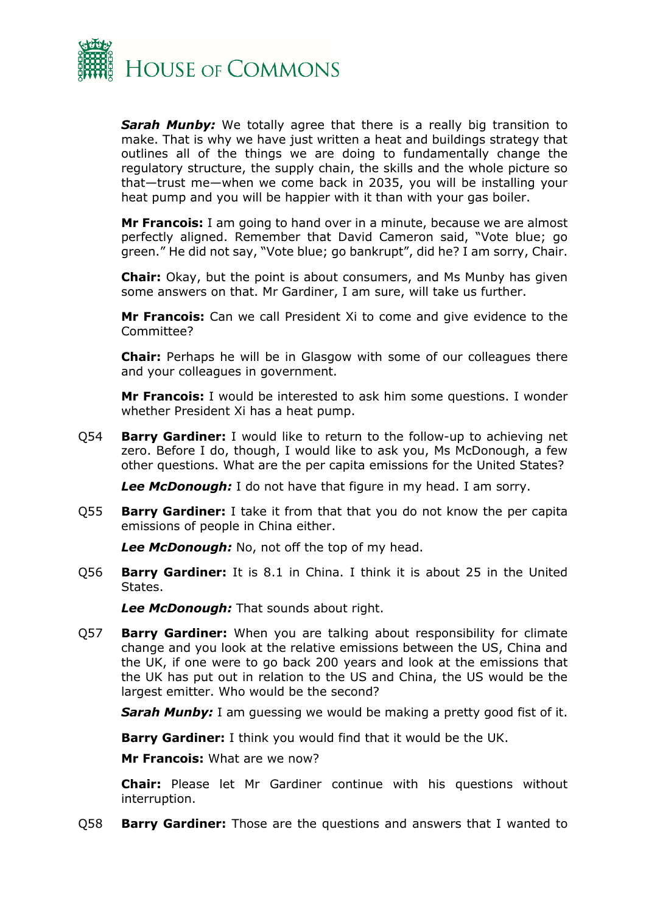***Sarah Munby:*** We totally agree that there is a really big transition to make. That is why we have just written a heat and buildings strategy that outlines all of the things we are doing to fundamentally change the regulatory structure, the supply chain, the skills and the whole picture so that—trust me—when we come back in 2035, you will be installing your heat pump and you will be happier with it than with your gas boiler.

**Mr Francois:** I am going to hand over in a minute, because we are almost perfectly aligned. Remember that David Cameron said, "Vote blue; go green." He did not say, "Vote blue; go bankrupt", did he? I am sorry, Chair.

**Chair:** Okay, but the point is about consumers, and Ms Munby has given some answers on that. Mr Gardiner, I am sure, will take us further.

**Mr Francois:** Can we call President Xi to come and give evidence to the Committee?

**Chair:** Perhaps he will be in Glasgow with some of our colleagues there and your colleagues in government.

**Mr Francois:** I would be interested to ask him some questions. I wonder whether President Xi has a heat pump.

Q54 **Barry Gardiner:** I would like to return to the follow-up to achieving net zero. Before I do, though, I would like to ask you, Ms McDonough, a few other questions. What are the per capita emissions for the United States?

***Lee McDonough:*** I do not have that figure in my head. I am sorry.

Q55 **Barry Gardiner:** I take it from that that you do not know the per capita emissions of people in China either.

***Lee McDonough:*** No, not off the top of my head.

Q56 **Barry Gardiner:** It is 8.1 in China. I think it is about 25 in the United States.

***Lee McDonough:*** That sounds about right.

Q57 **Barry Gardiner:** When you are talking about responsibility for climate change and you look at the relative emissions between the US, China and the UK, if one were to go back 200 years and look at the emissions that the UK has put out in relation to the US and China, the US would be the largest emitter. Who would be the second?

***Sarah Munby:*** I am guessing we would be making a pretty good fist of it.

**Barry Gardiner:** I think you would find that it would be the UK.

**Mr Francois:** What are we now?

**Chair:** Please let Mr Gardiner continue with his questions without interruption.

Q58 **Barry Gardiner:** Those are the questions and answers that I wanted to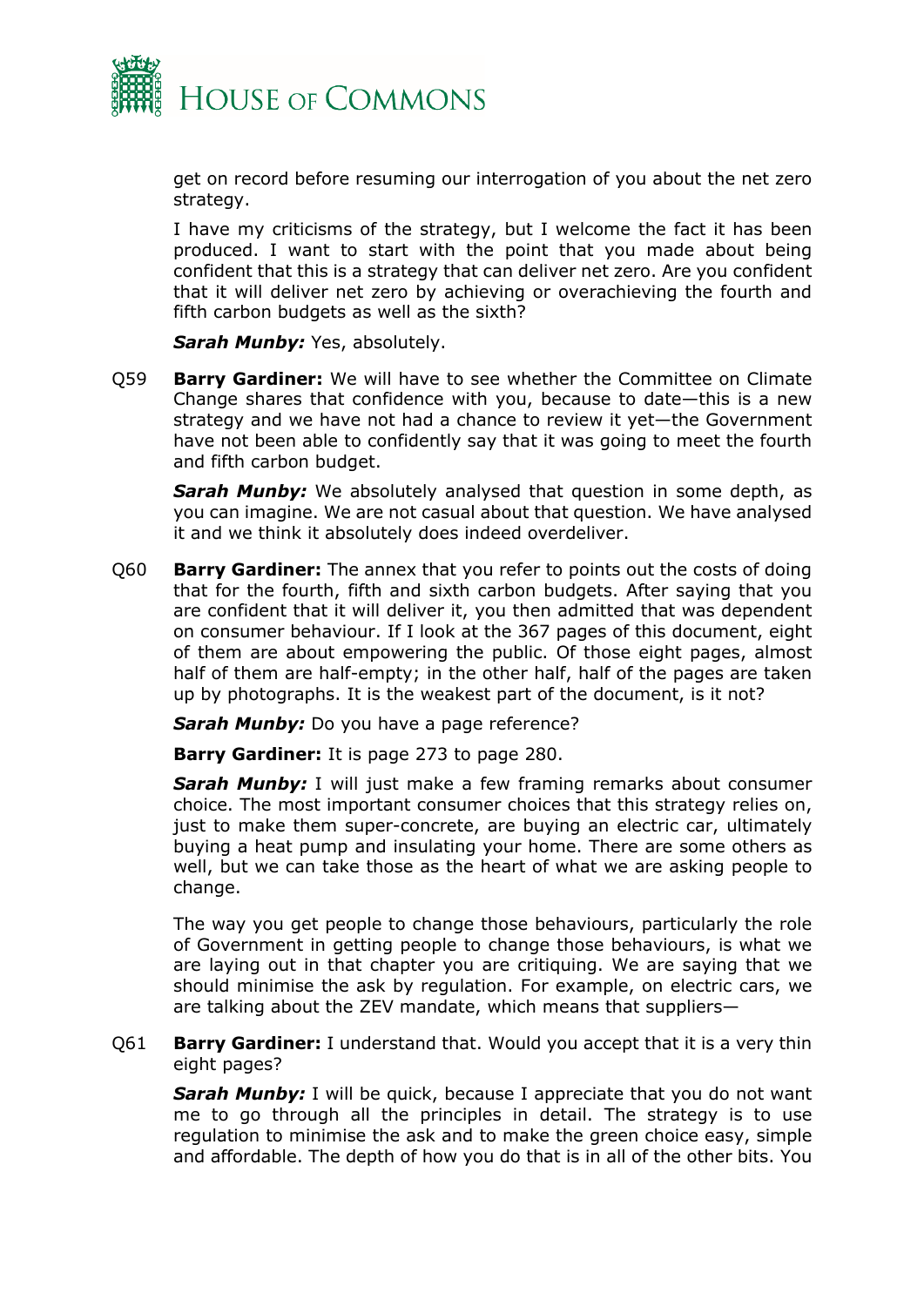get on record before resuming our interrogation of you about the net zero strategy.

I have my criticisms of the strategy, but I welcome the fact it has been produced. I want to start with the point that you made about being confident that this is a strategy that can deliver net zero. Are you confident that it will deliver net zero by achieving or overachieving the fourth and fifth carbon budgets as well as the sixth?

***Sarah Munby:*** Yes, absolutely.

Q59 **Barry Gardiner:** We will have to see whether the Committee on Climate Change shares that confidence with you, because to date—this is a new strategy and we have not had a chance to review it yet—the Government have not been able to confidently say that it was going to meet the fourth and fifth carbon budget.

***Sarah Munby:*** We absolutely analysed that question in some depth, as you can imagine. We are not casual about that question. We have analysed it and we think it absolutely does indeed overdeliver.

Q60 **Barry Gardiner:** The annex that you refer to points out the costs of doing that for the fourth, fifth and sixth carbon budgets. After saying that you are confident that it will deliver it, you then admitted that was dependent on consumer behaviour. If I look at the 367 pages of this document, eight of them are about empowering the public. Of those eight pages, almost half of them are half-empty; in the other half, half of the pages are taken up by photographs. It is the weakest part of the document, is it not?

***Sarah Munby:*** Do you have a page reference?

**Barry Gardiner:** It is page 273 to page 280.

***Sarah Munby:*** I will just make a few framing remarks about consumer choice. The most important consumer choices that this strategy relies on, just to make them super-concrete, are buying an electric car, ultimately buying a heat pump and insulating your home. There are some others as well, but we can take those as the heart of what we are asking people to change.

The way you get people to change those behaviours, particularly the role of Government in getting people to change those behaviours, is what we are laying out in that chapter you are critiquing. We are saying that we should minimise the ask by regulation. For example, on electric cars, we are talking about the ZEV mandate, which means that suppliers—

Q61 **Barry Gardiner:** I understand that. Would you accept that it is a very thin eight pages?

***Sarah Munby:*** I will be quick, because I appreciate that you do not want me to go through all the principles in detail. The strategy is to use regulation to minimise the ask and to make the green choice easy, simple and affordable. The depth of how you do that is in all of the other bits. You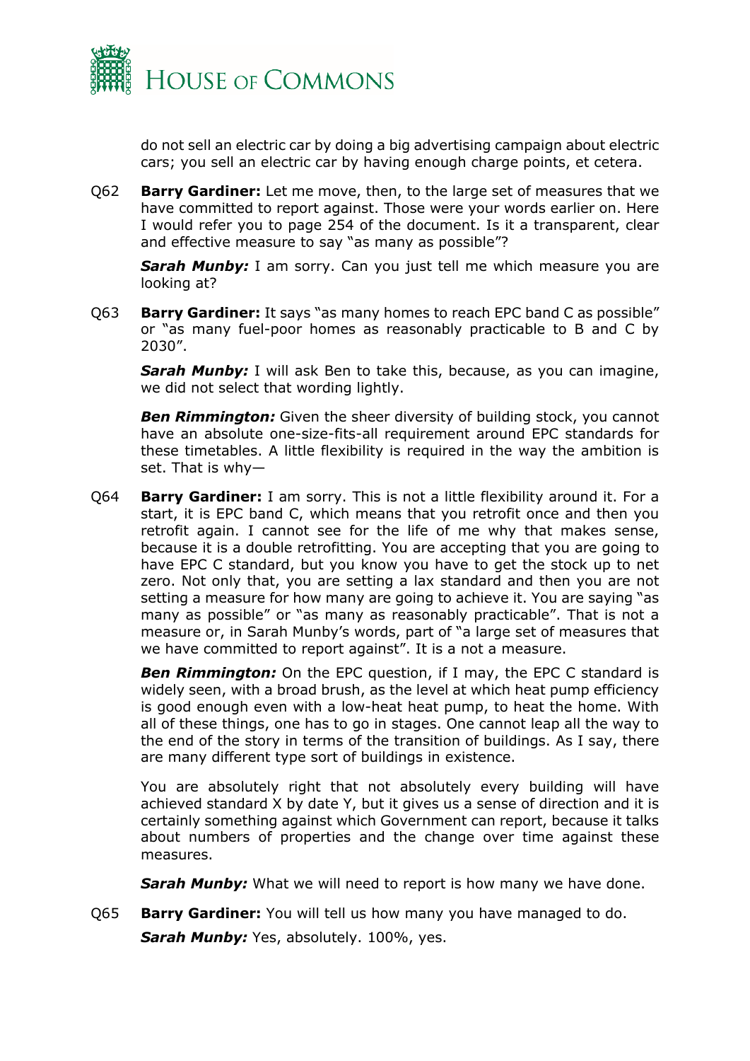do not sell an electric car by doing a big advertising campaign about electric cars; you sell an electric car by having enough charge points, et cetera.

Q62 **Barry Gardiner:** Let me move, then, to the large set of measures that we have committed to report against. Those were your words earlier on. Here I would refer you to page 254 of the document. Is it a transparent, clear and effective measure to say "as many as possible"?

***Sarah Munby:*** I am sorry. Can you just tell me which measure you are looking at?

Q63 **Barry Gardiner:** It says "as many homes to reach EPC band C as possible" or "as many fuel-poor homes as reasonably practicable to B and C by 2030".

***Sarah Munby:*** I will ask Ben to take this, because, as you can imagine, we did not select that wording lightly.

***Ben Rimmington:*** Given the sheer diversity of building stock, you cannot have an absolute one-size-fits-all requirement around EPC standards for these timetables. A little flexibility is required in the way the ambition is set. That is why—

Q64 **Barry Gardiner:** I am sorry. This is not a little flexibility around it. For a start, it is EPC band C, which means that you retrofit once and then you retrofit again. I cannot see for the life of me why that makes sense, because it is a double retrofitting. You are accepting that you are going to have EPC C standard, but you know you have to get the stock up to net zero. Not only that, you are setting a lax standard and then you are not setting a measure for how many are going to achieve it. You are saying "as many as possible" or "as many as reasonably practicable". That is not a measure or, in Sarah Munby's words, part of "a large set of measures that we have committed to report against". It is a not a measure.

***Ben Rimmington:*** On the EPC question, if I may, the EPC C standard is widely seen, with a broad brush, as the level at which heat pump efficiency is good enough even with a low-heat heat pump, to heat the home. With all of these things, one has to go in stages. One cannot leap all the way to the end of the story in terms of the transition of buildings. As I say, there are many different type sort of buildings in existence.

You are absolutely right that not absolutely every building will have achieved standard X by date Y, but it gives us a sense of direction and it is certainly something against which Government can report, because it talks about numbers of properties and the change over time against these measures.

***Sarah Munby:*** What we will need to report is how many we have done.

Q65 **Barry Gardiner:** You will tell us how many you have managed to do.

***Sarah Munby:*** Yes, absolutely. 100%, yes.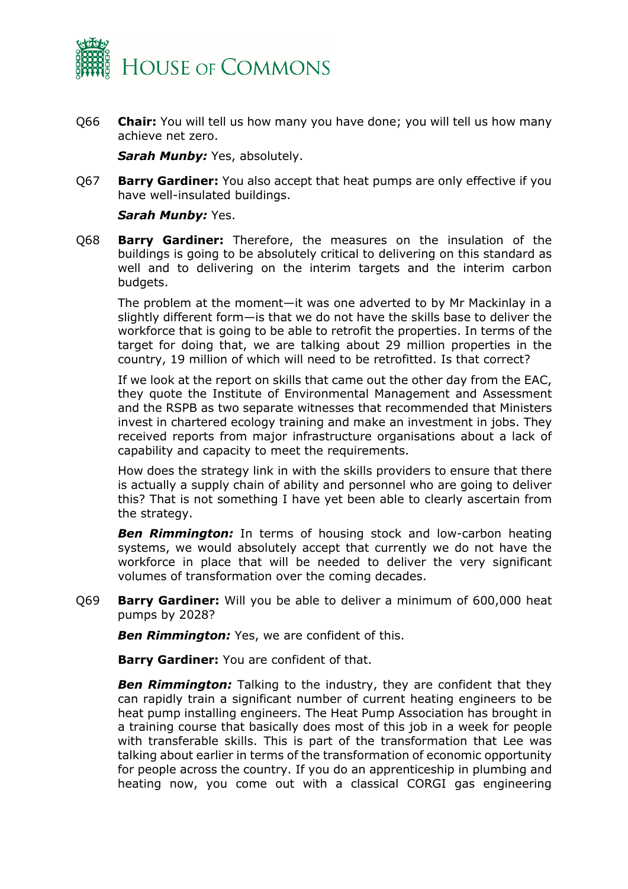Q66 **Chair:** You will tell us how many you have done; you will tell us how many achieve net zero.

***Sarah Munby:*** Yes, absolutely.

Q67 **Barry Gardiner:** You also accept that heat pumps are only effective if you have well-insulated buildings.

***Sarah Munby:*** Yes.

Q68 **Barry Gardiner:** Therefore, the measures on the insulation of the buildings is going to be absolutely critical to delivering on this standard as well and to delivering on the interim targets and the interim carbon budgets.

The problem at the moment—it was one adverted to by Mr Mackinlay in a slightly different form—is that we do not have the skills base to deliver the workforce that is going to be able to retrofit the properties. In terms of the target for doing that, we are talking about 29 million properties in the country, 19 million of which will need to be retrofitted. Is that correct?

If we look at the report on skills that came out the other day from the EAC, they quote the Institute of Environmental Management and Assessment and the RSPB as two separate witnesses that recommended that Ministers invest in chartered ecology training and make an investment in jobs. They received reports from major infrastructure organisations about a lack of capability and capacity to meet the requirements.

How does the strategy link in with the skills providers to ensure that there is actually a supply chain of ability and personnel who are going to deliver this? That is not something I have yet been able to clearly ascertain from the strategy.

***Ben Rimmington:*** In terms of housing stock and low-carbon heating systems, we would absolutely accept that currently we do not have the workforce in place that will be needed to deliver the very significant volumes of transformation over the coming decades.

Q69 **Barry Gardiner:** Will you be able to deliver a minimum of 600,000 heat pumps by 2028?

***Ben Rimmington:*** Yes, we are confident of this.

**Barry Gardiner:** You are confident of that.

***Ben Rimmington:*** Talking to the industry, they are confident that they can rapidly train a significant number of current heating engineers to be heat pump installing engineers. The Heat Pump Association has brought in a training course that basically does most of this job in a week for people with transferable skills. This is part of the transformation that Lee was talking about earlier in terms of the transformation of economic opportunity for people across the country. If you do an apprenticeship in plumbing and heating now, you come out with a classical CORGI gas engineering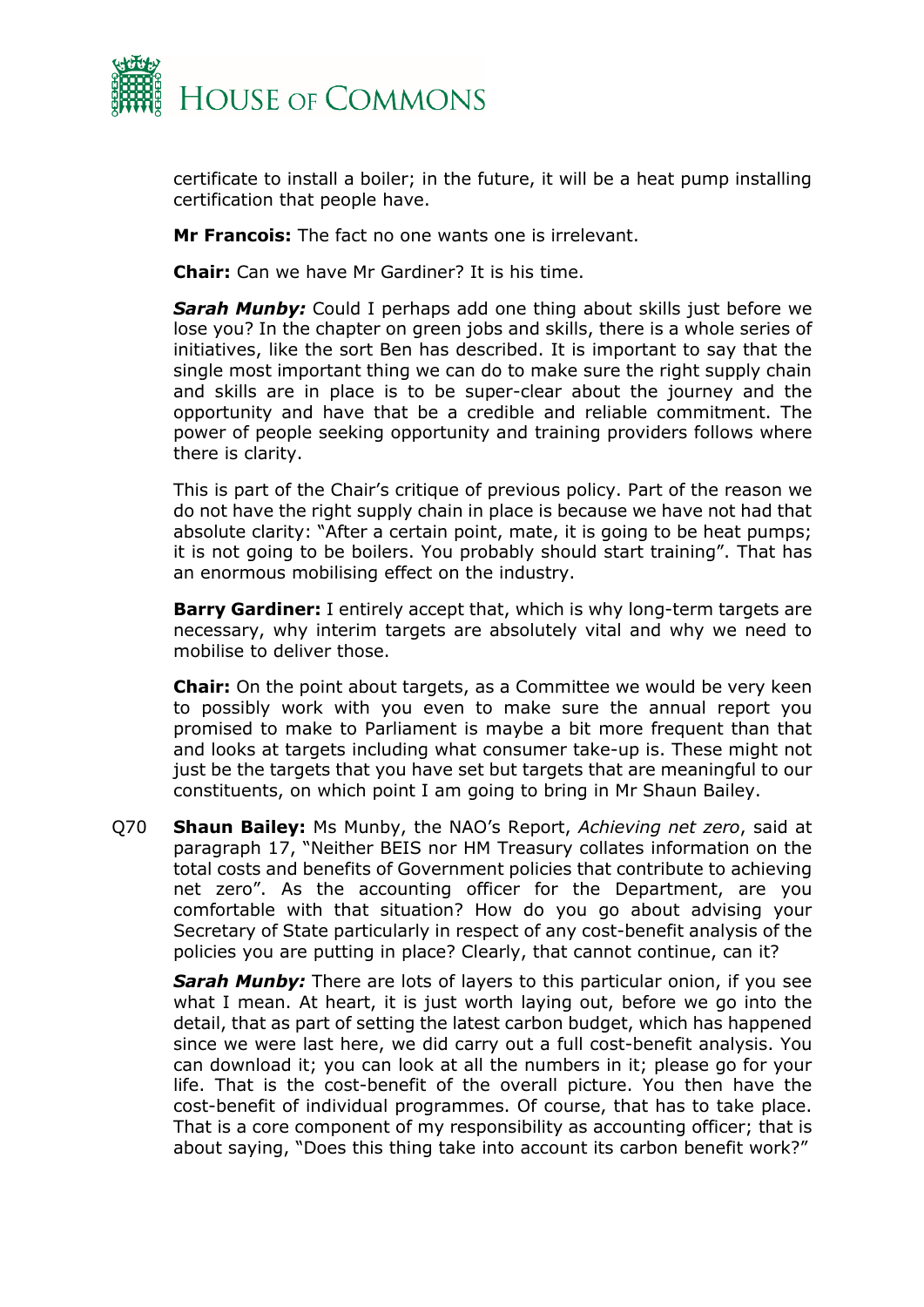certificate to install a boiler; in the future, it will be a heat pump installing certification that people have.

**Mr Francois:** The fact no one wants one is irrelevant.

**Chair:** Can we have Mr Gardiner? It is his time.

***Sarah Munby:*** Could I perhaps add one thing about skills just before we lose you? In the chapter on green jobs and skills, there is a whole series of initiatives, like the sort Ben has described. It is important to say that the single most important thing we can do to make sure the right supply chain and skills are in place is to be super-clear about the journey and the opportunity and have that be a credible and reliable commitment. The power of people seeking opportunity and training providers follows where there is clarity.

This is part of the Chair's critique of previous policy. Part of the reason we do not have the right supply chain in place is because we have not had that absolute clarity: "After a certain point, mate, it is going to be heat pumps; it is not going to be boilers. You probably should start training". That has an enormous mobilising effect on the industry.

**Barry Gardiner:** I entirely accept that, which is why long-term targets are necessary, why interim targets are absolutely vital and why we need to mobilise to deliver those.

**Chair:** On the point about targets, as a Committee we would be very keen to possibly work with you even to make sure the annual report you promised to make to Parliament is maybe a bit more frequent than that and looks at targets including what consumer take-up is. These might not just be the targets that you have set but targets that are meaningful to our constituents, on which point I am going to bring in Mr Shaun Bailey.

Q70 **Shaun Bailey:** Ms Munby, the NAO's Report, *Achieving net zero*, said at paragraph 17, "Neither BEIS nor HM Treasury collates information on the total costs and benefits of Government policies that contribute to achieving net zero". As the accounting officer for the Department, are you comfortable with that situation? How do you go about advising your Secretary of State particularly in respect of any cost-benefit analysis of the policies you are putting in place? Clearly, that cannot continue, can it?

***Sarah Munby:*** There are lots of layers to this particular onion, if you see what I mean. At heart, it is just worth laying out, before we go into the detail, that as part of setting the latest carbon budget, which has happened since we were last here, we did carry out a full cost-benefit analysis. You can download it; you can look at all the numbers in it; please go for your life. That is the cost-benefit of the overall picture. You then have the cost-benefit of individual programmes. Of course, that has to take place. That is a core component of my responsibility as accounting officer; that is about saying, "Does this thing take into account its carbon benefit work?"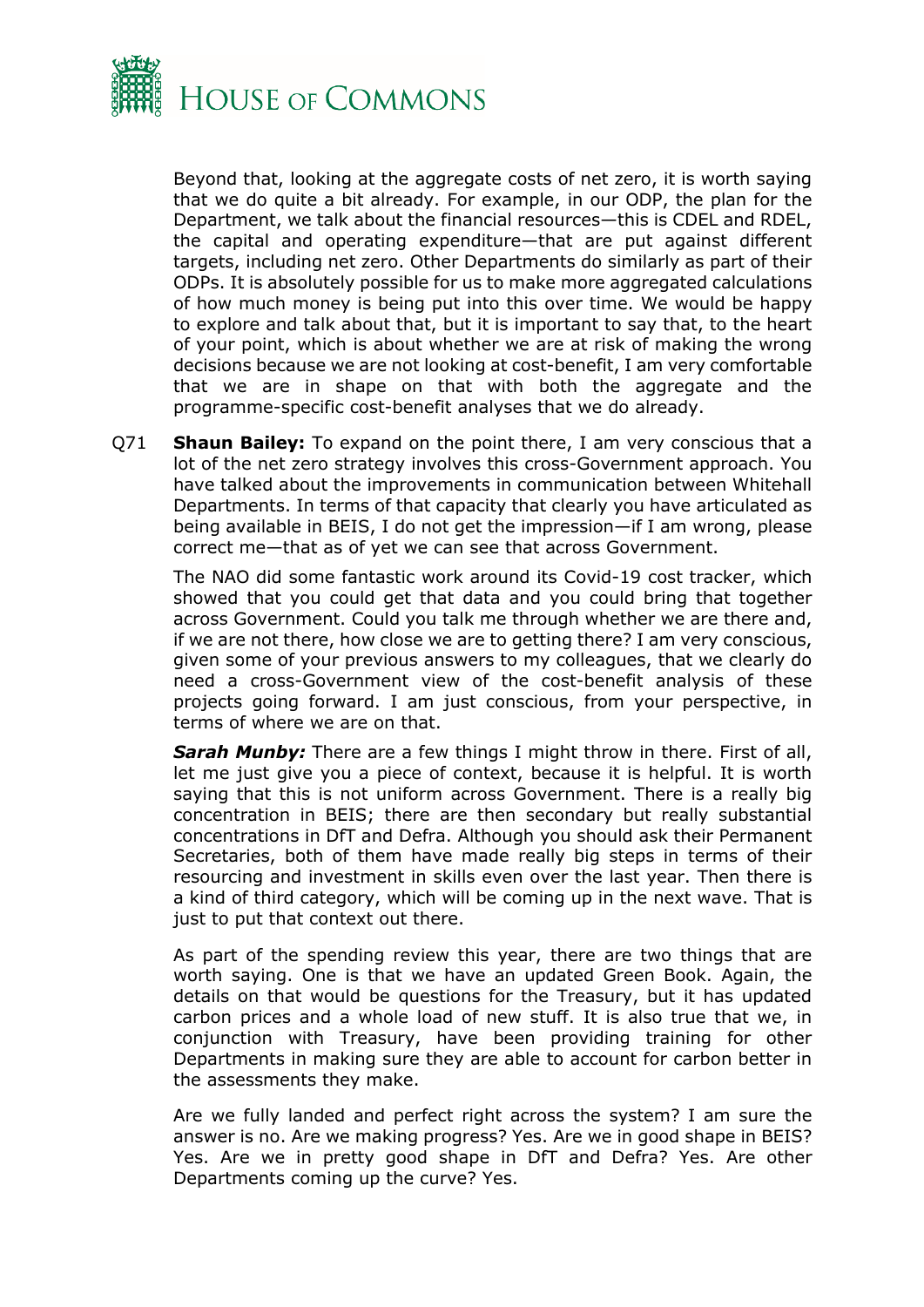Beyond that, looking at the aggregate costs of net zero, it is worth saying that we do quite a bit already. For example, in our ODP, the plan for the Department, we talk about the financial resources—this is CDEL and RDEL, the capital and operating expenditure—that are put against different targets, including net zero. Other Departments do similarly as part of their ODPs. It is absolutely possible for us to make more aggregated calculations of how much money is being put into this over time. We would be happy to explore and talk about that, but it is important to say that, to the heart of your point, which is about whether we are at risk of making the wrong decisions because we are not looking at cost-benefit, I am very comfortable that we are in shape on that with both the aggregate and the programme-specific cost-benefit analyses that we do already.

Q71 **Shaun Bailey:** To expand on the point there, I am very conscious that a lot of the net zero strategy involves this cross-Government approach. You have talked about the improvements in communication between Whitehall Departments. In terms of that capacity that clearly you have articulated as being available in BEIS, I do not get the impression—if I am wrong, please correct me—that as of yet we can see that across Government.

The NAO did some fantastic work around its Covid-19 cost tracker, which showed that you could get that data and you could bring that together across Government. Could you talk me through whether we are there and, if we are not there, how close we are to getting there? I am very conscious, given some of your previous answers to my colleagues, that we clearly do need a cross-Government view of the cost-benefit analysis of these projects going forward. I am just conscious, from your perspective, in terms of where we are on that.

***Sarah Munby:*** There are a few things I might throw in there. First of all, let me just give you a piece of context, because it is helpful. It is worth saying that this is not uniform across Government. There is a really big concentration in BEIS; there are then secondary but really substantial concentrations in DfT and Defra. Although you should ask their Permanent Secretaries, both of them have made really big steps in terms of their resourcing and investment in skills even over the last year. Then there is a kind of third category, which will be coming up in the next wave. That is just to put that context out there.

As part of the spending review this year, there are two things that are worth saying. One is that we have an updated Green Book. Again, the details on that would be questions for the Treasury, but it has updated carbon prices and a whole load of new stuff. It is also true that we, in conjunction with Treasury, have been providing training for other Departments in making sure they are able to account for carbon better in the assessments they make.

Are we fully landed and perfect right across the system? I am sure the answer is no. Are we making progress? Yes. Are we in good shape in BEIS? Yes. Are we in pretty good shape in DfT and Defra? Yes. Are other Departments coming up the curve? Yes.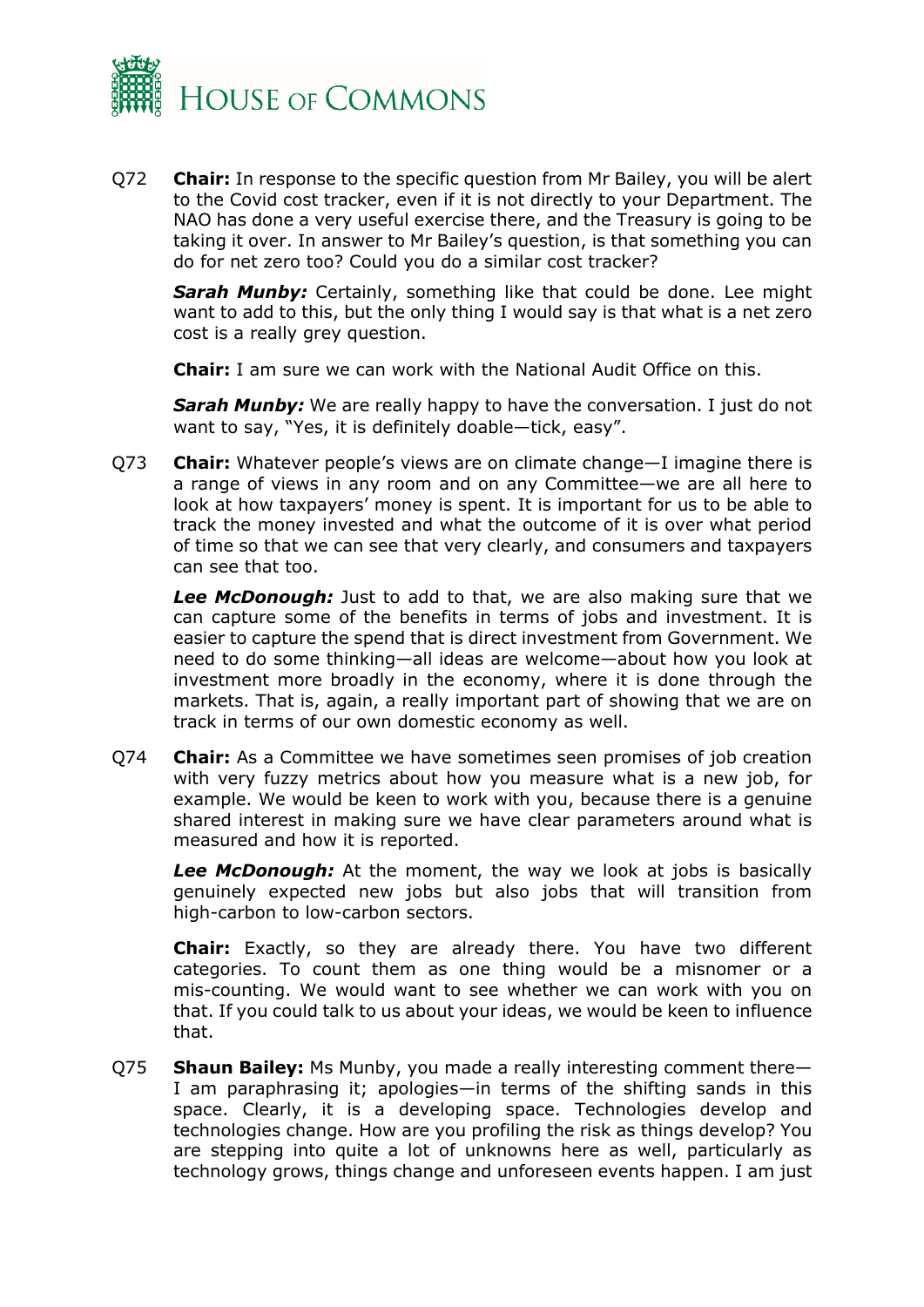Q72 **Chair:** In response to the specific question from Mr Bailey, you will be alert to the Covid cost tracker, even if it is not directly to your Department. The NAO has done a very useful exercise there, and the Treasury is going to be taking it over. In answer to Mr Bailey's question, is that something you can do for net zero too? Could you do a similar cost tracker?

***Sarah Munby:*** Certainly, something like that could be done. Lee might want to add to this, but the only thing I would say is that what is a net zero cost is a really grey question.

**Chair:** I am sure we can work with the National Audit Office on this.

***Sarah Munby:*** We are really happy to have the conversation. I just do not want to say, "Yes, it is definitely doable—tick, easy".

Q73 **Chair:** Whatever people's views are on climate change—I imagine there is a range of views in any room and on any Committee—we are all here to look at how taxpayers' money is spent. It is important for us to be able to track the money invested and what the outcome of it is over what period of time so that we can see that very clearly, and consumers and taxpayers can see that too.

***Lee McDonough:*** Just to add to that, we are also making sure that we can capture some of the benefits in terms of jobs and investment. It is easier to capture the spend that is direct investment from Government. We need to do some thinking—all ideas are welcome—about how you look at investment more broadly in the economy, where it is done through the markets. That is, again, a really important part of showing that we are on track in terms of our own domestic economy as well.

Q74 **Chair:** As a Committee we have sometimes seen promises of job creation with very fuzzy metrics about how you measure what is a new job, for example. We would be keen to work with you, because there is a genuine shared interest in making sure we have clear parameters around what is measured and how it is reported.

***Lee McDonough:*** At the moment, the way we look at jobs is basically genuinely expected new jobs but also jobs that will transition from high-carbon to low-carbon sectors.

**Chair:** Exactly, so they are already there. You have two different categories. To count them as one thing would be a misnomer or a mis-counting. We would want to see whether we can work with you on that. If you could talk to us about your ideas, we would be keen to influence that.

Q75 **Shaun Bailey:** Ms Munby, you made a really interesting comment there—I am paraphrasing it; apologies—in terms of the shifting sands in this space. Clearly, it is a developing space. Technologies develop and technologies change. How are you profiling the risk as things develop? You are stepping into quite a lot of unknowns here as well, particularly as technology grows, things change and unforeseen events happen. I am just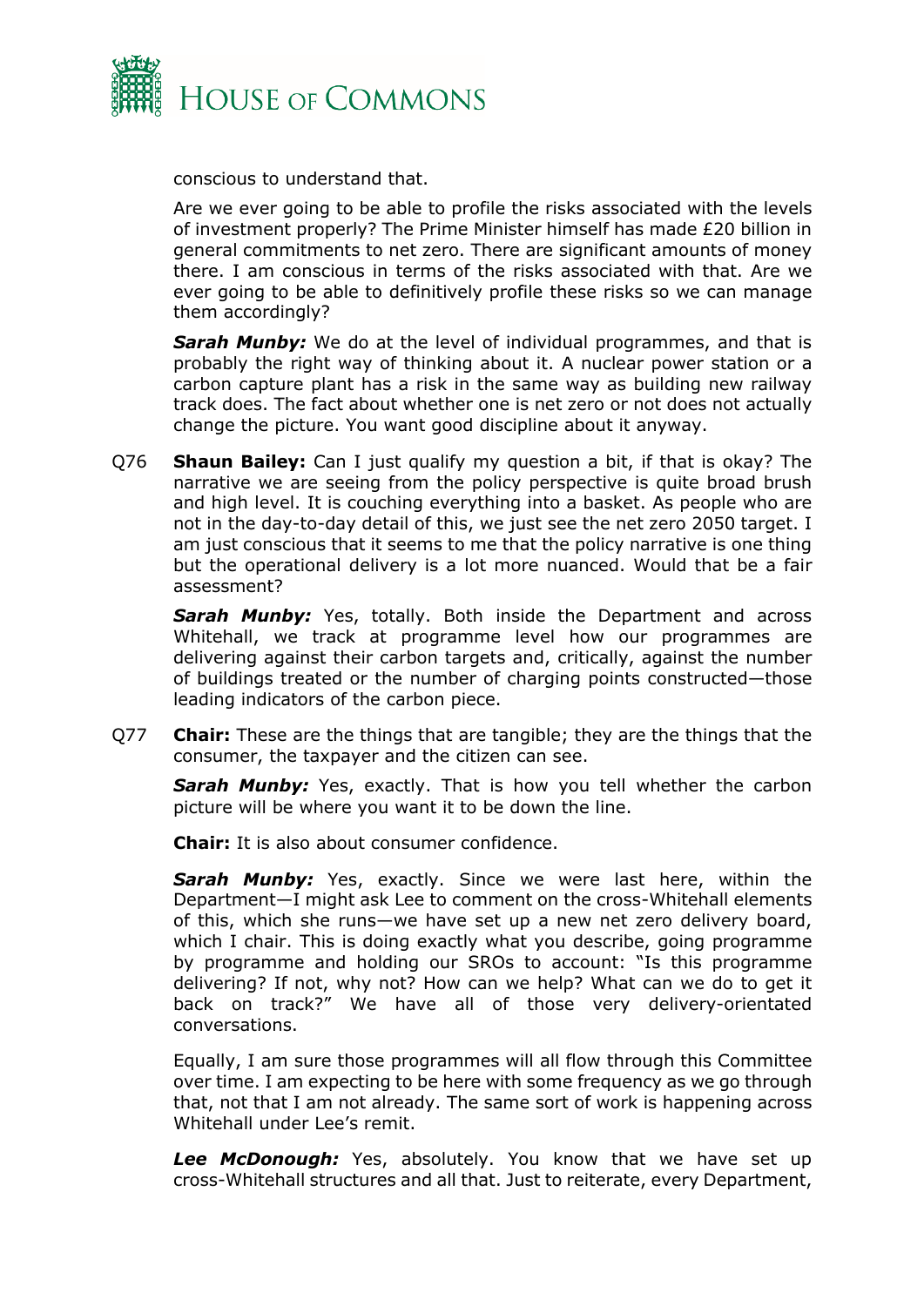conscious to understand that.

Are we ever going to be able to profile the risks associated with the levels of investment properly? The Prime Minister himself has made £20 billion in general commitments to net zero. There are significant amounts of money there. I am conscious in terms of the risks associated with that. Are we ever going to be able to definitively profile these risks so we can manage them accordingly?

***Sarah Munby:*** We do at the level of individual programmes, and that is probably the right way of thinking about it. A nuclear power station or a carbon capture plant has a risk in the same way as building new railway track does. The fact about whether one is net zero or not does not actually change the picture. You want good discipline about it anyway.

Q76 **Shaun Bailey:** Can I just qualify my question a bit, if that is okay? The narrative we are seeing from the policy perspective is quite broad brush and high level. It is couching everything into a basket. As people who are not in the day-to-day detail of this, we just see the net zero 2050 target. I am just conscious that it seems to me that the policy narrative is one thing but the operational delivery is a lot more nuanced. Would that be a fair assessment?

***Sarah Munby:*** Yes, totally. Both inside the Department and across Whitehall, we track at programme level how our programmes are delivering against their carbon targets and, critically, against the number of buildings treated or the number of charging points constructed—those leading indicators of the carbon piece.

Q77 **Chair:** These are the things that are tangible; they are the things that the consumer, the taxpayer and the citizen can see.

***Sarah Munby:*** Yes, exactly. That is how you tell whether the carbon picture will be where you want it to be down the line.

**Chair:** It is also about consumer confidence.

***Sarah Munby:*** Yes, exactly. Since we were last here, within the Department—I might ask Lee to comment on the cross-Whitehall elements of this, which she runs—we have set up a new net zero delivery board, which I chair. This is doing exactly what you describe, going programme by programme and holding our SROs to account: "Is this programme delivering? If not, why not? How can we help? What can we do to get it back on track?" We have all of those very delivery-orientated conversations.

Equally, I am sure those programmes will all flow through this Committee over time. I am expecting to be here with some frequency as we go through that, not that I am not already. The same sort of work is happening across Whitehall under Lee's remit.

***Lee McDonough:*** Yes, absolutely. You know that we have set up cross-Whitehall structures and all that. Just to reiterate, every Department,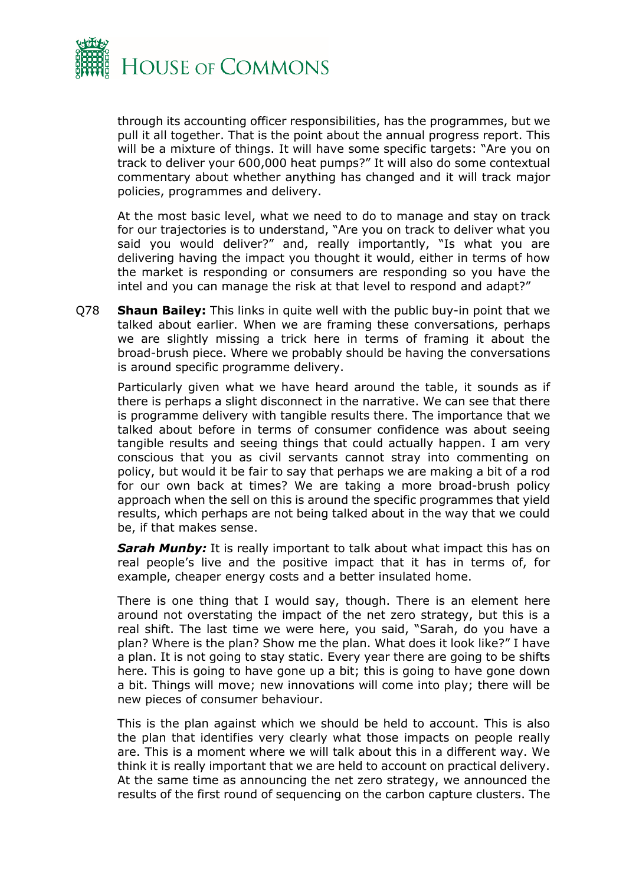through its accounting officer responsibilities, has the programmes, but we pull it all together. That is the point about the annual progress report. This will be a mixture of things. It will have some specific targets: "Are you on track to deliver your 600,000 heat pumps?" It will also do some contextual commentary about whether anything has changed and it will track major policies, programmes and delivery.

At the most basic level, what we need to do to manage and stay on track for our trajectories is to understand, "Are you on track to deliver what you said you would deliver?" and, really importantly, "Is what you are delivering having the impact you thought it would, either in terms of how the market is responding or consumers are responding so you have the intel and you can manage the risk at that level to respond and adapt?"

Q78 **Shaun Bailey:** This links in quite well with the public buy-in point that we talked about earlier. When we are framing these conversations, perhaps we are slightly missing a trick here in terms of framing it about the broad-brush piece. Where we probably should be having the conversations is around specific programme delivery.

Particularly given what we have heard around the table, it sounds as if there is perhaps a slight disconnect in the narrative. We can see that there is programme delivery with tangible results there. The importance that we talked about before in terms of consumer confidence was about seeing tangible results and seeing things that could actually happen. I am very conscious that you as civil servants cannot stray into commenting on policy, but would it be fair to say that perhaps we are making a bit of a rod for our own back at times? We are taking a more broad-brush policy approach when the sell on this is around the specific programmes that yield results, which perhaps are not being talked about in the way that we could be, if that makes sense.

***Sarah Munby:*** It is really important to talk about what impact this has on real people's live and the positive impact that it has in terms of, for example, cheaper energy costs and a better insulated home.

There is one thing that I would say, though. There is an element here around not overstating the impact of the net zero strategy, but this is a real shift. The last time we were here, you said, "Sarah, do you have a plan? Where is the plan? Show me the plan. What does it look like?" I have a plan. It is not going to stay static. Every year there are going to be shifts here. This is going to have gone up a bit; this is going to have gone down a bit. Things will move; new innovations will come into play; there will be new pieces of consumer behaviour.

This is the plan against which we should be held to account. This is also the plan that identifies very clearly what those impacts on people really are. This is a moment where we will talk about this in a different way. We think it is really important that we are held to account on practical delivery. At the same time as announcing the net zero strategy, we announced the results of the first round of sequencing on the carbon capture clusters. The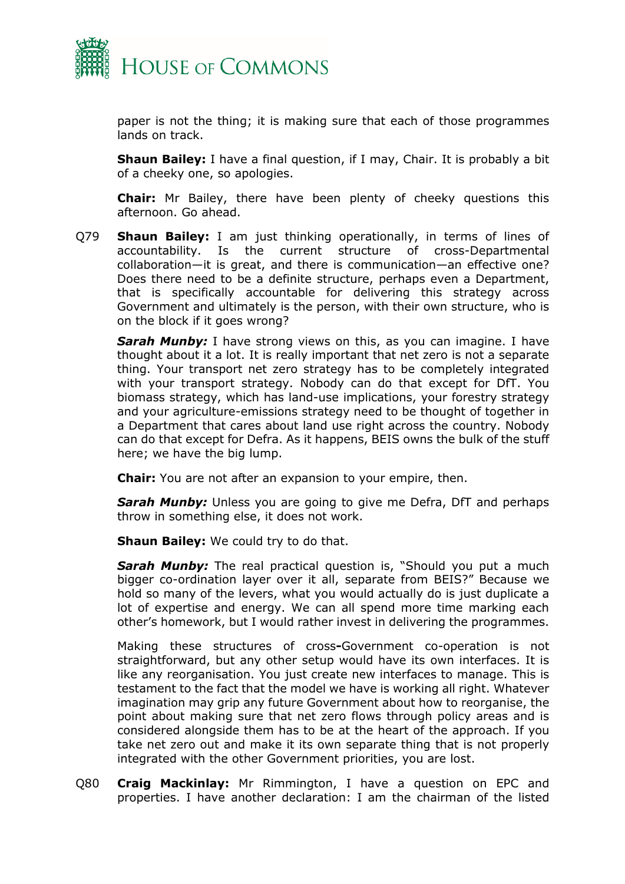paper is not the thing; it is making sure that each of those programmes lands on track.

**Shaun Bailey:** I have a final question, if I may, Chair. It is probably a bit of a cheeky one, so apologies.

**Chair:** Mr Bailey, there have been plenty of cheeky questions this afternoon. Go ahead.

Q79 **Shaun Bailey:** I am just thinking operationally, in terms of lines of accountability. Is the current structure of cross-Departmental collaboration—it is great, and there is communication—an effective one? Does there need to be a definite structure, perhaps even a Department, that is specifically accountable for delivering this strategy across Government and ultimately is the person, with their own structure, who is on the block if it goes wrong?

***Sarah Munby:*** I have strong views on this, as you can imagine. I have thought about it a lot. It is really important that net zero is not a separate thing. Your transport net zero strategy has to be completely integrated with your transport strategy. Nobody can do that except for DfT. You biomass strategy, which has land-use implications, your forestry strategy and your agriculture-emissions strategy need to be thought of together in a Department that cares about land use right across the country. Nobody can do that except for Defra. As it happens, BEIS owns the bulk of the stuff here; we have the big lump.

**Chair:** You are not after an expansion to your empire, then.

***Sarah Munby:*** Unless you are going to give me Defra, DfT and perhaps throw in something else, it does not work.

**Shaun Bailey:** We could try to do that.

***Sarah Munby:*** The real practical question is, "Should you put a much bigger co-ordination layer over it all, separate from BEIS?" Because we hold so many of the levers, what you would actually do is just duplicate a lot of expertise and energy. We can all spend more time marking each other's homework, but I would rather invest in delivering the programmes.

Making these structures of cross-Government co-operation is not straightforward, but any other setup would have its own interfaces. It is like any reorganisation. You just create new interfaces to manage. This is testament to the fact that the model we have is working all right. Whatever imagination may grip any future Government about how to reorganise, the point about making sure that net zero flows through policy areas and is considered alongside them has to be at the heart of the approach. If you take net zero out and make it its own separate thing that is not properly integrated with the other Government priorities, you are lost.

Q80 **Craig Mackinlay:** Mr Rimmington, I have a question on EPC and properties. I have another declaration: I am the chairman of the listed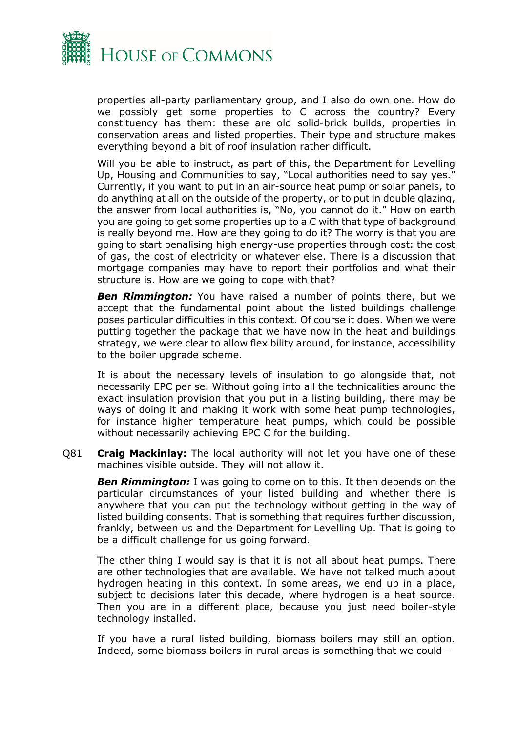properties all-party parliamentary group, and I also do own one. How do we possibly get some properties to C across the country? Every constituency has them: these are old solid-brick builds, properties in conservation areas and listed properties. Their type and structure makes everything beyond a bit of roof insulation rather difficult.

Will you be able to instruct, as part of this, the Department for Levelling Up, Housing and Communities to say, "Local authorities need to say yes." Currently, if you want to put in an air-source heat pump or solar panels, to do anything at all on the outside of the property, or to put in double glazing, the answer from local authorities is, "No, you cannot do it." How on earth you are going to get some properties up to a C with that type of background is really beyond me. How are they going to do it? The worry is that you are going to start penalising high energy-use properties through cost: the cost of gas, the cost of electricity or whatever else. There is a discussion that mortgage companies may have to report their portfolios and what their structure is. How are we going to cope with that?

***Ben Rimmington:*** You have raised a number of points there, but we accept that the fundamental point about the listed buildings challenge poses particular difficulties in this context. Of course it does. When we were putting together the package that we have now in the heat and buildings strategy, we were clear to allow flexibility around, for instance, accessibility to the boiler upgrade scheme.

It is about the necessary levels of insulation to go alongside that, not necessarily EPC per se. Without going into all the technicalities around the exact insulation provision that you put in a listing building, there may be ways of doing it and making it work with some heat pump technologies, for instance higher temperature heat pumps, which could be possible without necessarily achieving EPC C for the building.

Q81 **Craig Mackinlay:** The local authority will not let you have one of these machines visible outside. They will not allow it.

***Ben Rimmington:*** I was going to come on to this. It then depends on the particular circumstances of your listed building and whether there is anywhere that you can put the technology without getting in the way of listed building consents. That is something that requires further discussion, frankly, between us and the Department for Levelling Up. That is going to be a difficult challenge for us going forward.

The other thing I would say is that it is not all about heat pumps. There are other technologies that are available. We have not talked much about hydrogen heating in this context. In some areas, we end up in a place, subject to decisions later this decade, where hydrogen is a heat source. Then you are in a different place, because you just need boiler-style technology installed.

If you have a rural listed building, biomass boilers may still an option. Indeed, some biomass boilers in rural areas is something that we could—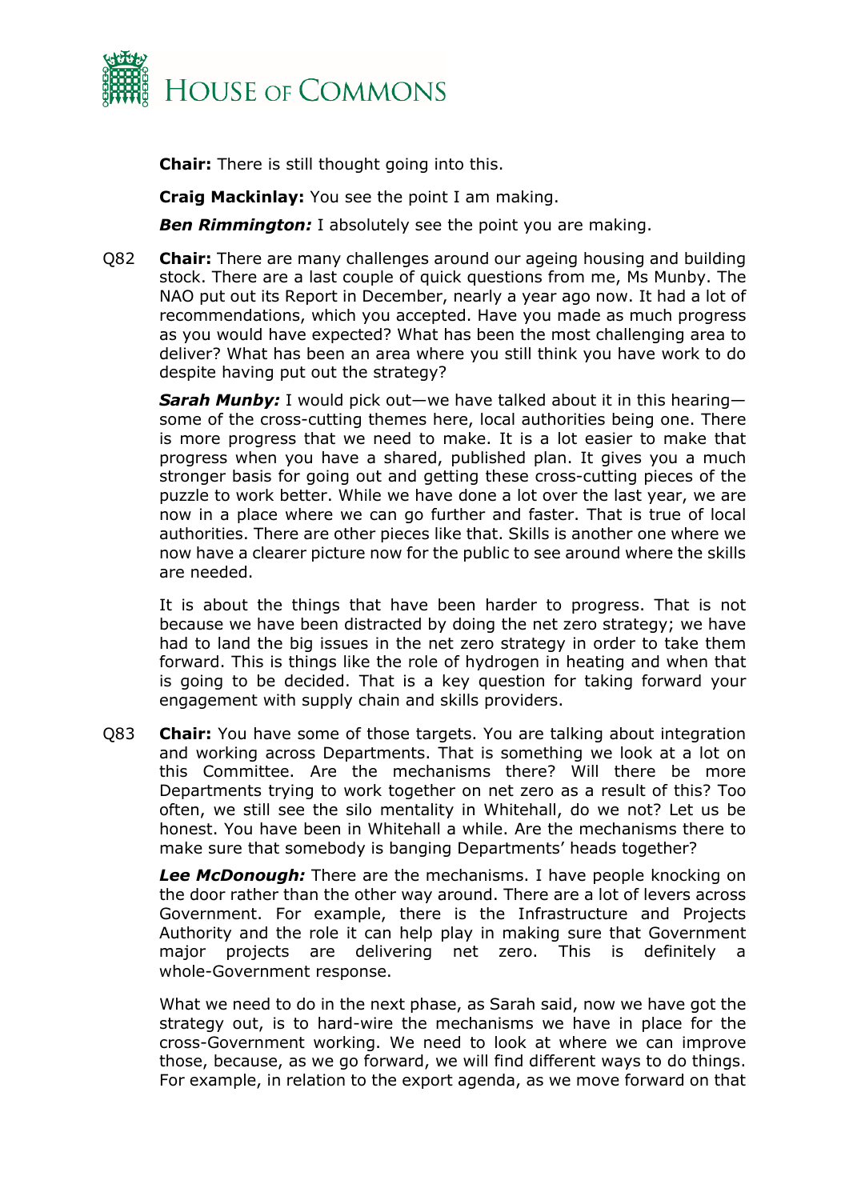**Chair:** There is still thought going into this.

**Craig Mackinlay:** You see the point I am making.

***Ben Rimmington:*** I absolutely see the point you are making.

Q82 **Chair:** There are many challenges around our ageing housing and building stock. There are a last couple of quick questions from me, Ms Munby. The NAO put out its Report in December, nearly a year ago now. It had a lot of recommendations, which you accepted. Have you made as much progress as you would have expected? What has been the most challenging area to deliver? What has been an area where you still think you have work to do despite having put out the strategy?

***Sarah Munby:*** I would pick out—we have talked about it in this hearing—some of the cross-cutting themes here, local authorities being one. There is more progress that we need to make. It is a lot easier to make that progress when you have a shared, published plan. It gives you a much stronger basis for going out and getting these cross-cutting pieces of the puzzle to work better. While we have done a lot over the last year, we are now in a place where we can go further and faster. That is true of local authorities. There are other pieces like that. Skills is another one where we now have a clearer picture now for the public to see around where the skills are needed.

It is about the things that have been harder to progress. That is not because we have been distracted by doing the net zero strategy; we have had to land the big issues in the net zero strategy in order to take them forward. This is things like the role of hydrogen in heating and when that is going to be decided. That is a key question for taking forward your engagement with supply chain and skills providers.

Q83 **Chair:** You have some of those targets. You are talking about integration and working across Departments. That is something we look at a lot on this Committee. Are the mechanisms there? Will there be more Departments trying to work together on net zero as a result of this? Too often, we still see the silo mentality in Whitehall, do we not? Let us be honest. You have been in Whitehall a while. Are the mechanisms there to make sure that somebody is banging Departments' heads together?

***Lee McDonough:*** There are the mechanisms. I have people knocking on the door rather than the other way around. There are a lot of levers across Government. For example, there is the Infrastructure and Projects Authority and the role it can help play in making sure that Government major projects are delivering net zero. This is definitely a whole-Government response.

What we need to do in the next phase, as Sarah said, now we have got the strategy out, is to hard-wire the mechanisms we have in place for the cross-Government working. We need to look at where we can improve those, because, as we go forward, we will find different ways to do things. For example, in relation to the export agenda, as we move forward on that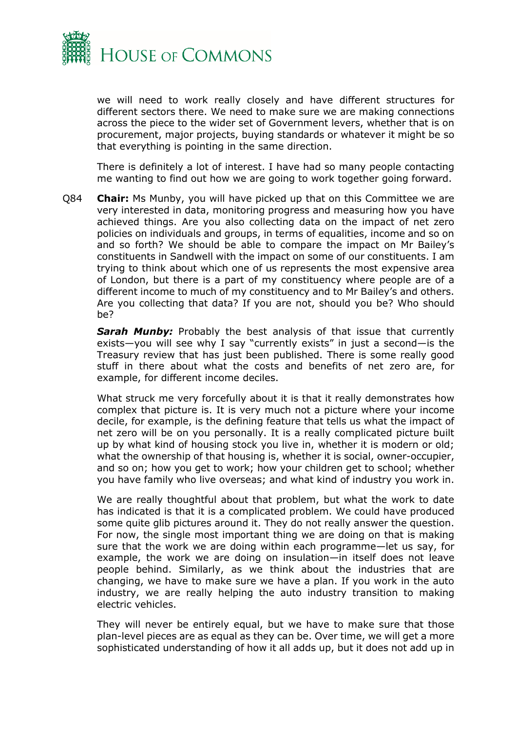we will need to work really closely and have different structures for different sectors there. We need to make sure we are making connections across the piece to the wider set of Government levers, whether that is on procurement, major projects, buying standards or whatever it might be so that everything is pointing in the same direction.

There is definitely a lot of interest. I have had so many people contacting me wanting to find out how we are going to work together going forward.

Q84 **Chair:** Ms Munby, you will have picked up that on this Committee we are very interested in data, monitoring progress and measuring how you have achieved things. Are you also collecting data on the impact of net zero policies on individuals and groups, in terms of equalities, income and so on and so forth? We should be able to compare the impact on Mr Bailey's constituents in Sandwell with the impact on some of our constituents. I am trying to think about which one of us represents the most expensive area of London, but there is a part of my constituency where people are of a different income to much of my constituency and to Mr Bailey's and others. Are you collecting that data? If you are not, should you be? Who should be?

***Sarah Munby:*** Probably the best analysis of that issue that currently exists—you will see why I say "currently exists" in just a second—is the Treasury review that has just been published. There is some really good stuff in there about what the costs and benefits of net zero are, for example, for different income deciles.

What struck me very forcefully about it is that it really demonstrates how complex that picture is. It is very much not a picture where your income decile, for example, is the defining feature that tells us what the impact of net zero will be on you personally. It is a really complicated picture built up by what kind of housing stock you live in, whether it is modern or old; what the ownership of that housing is, whether it is social, owner-occupier, and so on; how you get to work; how your children get to school; whether you have family who live overseas; and what kind of industry you work in.

We are really thoughtful about that problem, but what the work to date has indicated is that it is a complicated problem. We could have produced some quite glib pictures around it. They do not really answer the question. For now, the single most important thing we are doing on that is making sure that the work we are doing within each programme—let us say, for example, the work we are doing on insulation—in itself does not leave people behind. Similarly, as we think about the industries that are changing, we have to make sure we have a plan. If you work in the auto industry, we are really helping the auto industry transition to making electric vehicles.

They will never be entirely equal, but we have to make sure that those plan-level pieces are as equal as they can be. Over time, we will get a more sophisticated understanding of how it all adds up, but it does not add up in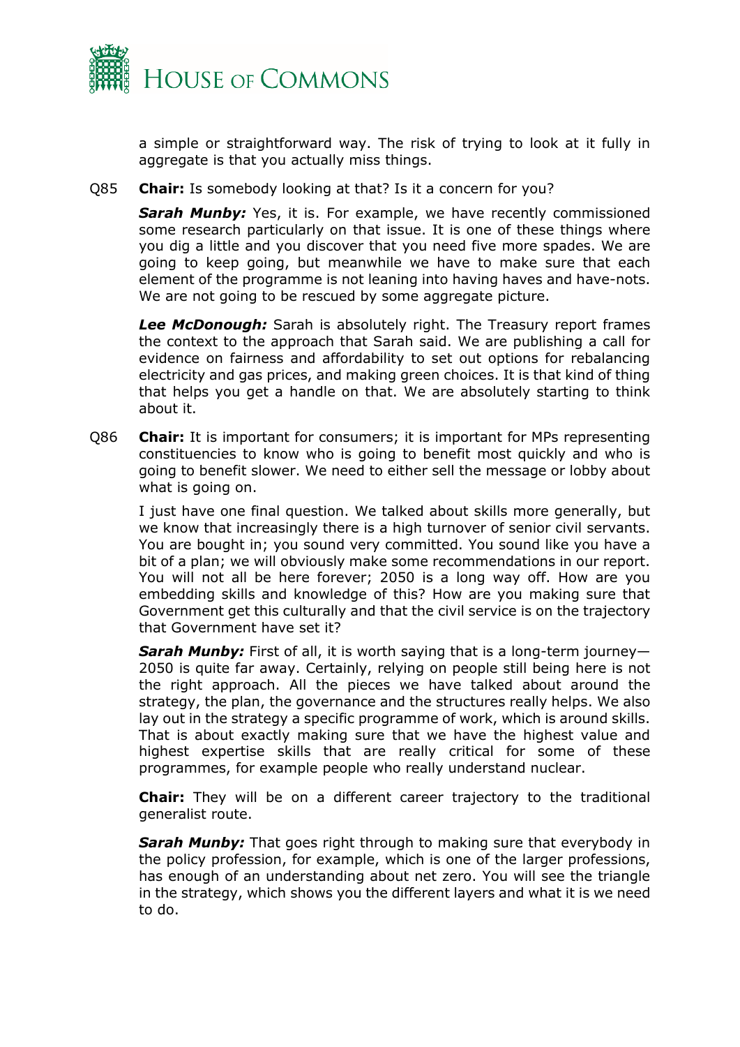a simple or straightforward way. The risk of trying to look at it fully in aggregate is that you actually miss things.

Q85 **Chair:** Is somebody looking at that? Is it a concern for you?

***Sarah Munby:*** Yes, it is. For example, we have recently commissioned some research particularly on that issue. It is one of these things where you dig a little and you discover that you need five more spades. We are going to keep going, but meanwhile we have to make sure that each element of the programme is not leaning into having haves and have-nots. We are not going to be rescued by some aggregate picture.

***Lee McDonough:*** Sarah is absolutely right. The Treasury report frames the context to the approach that Sarah said. We are publishing a call for evidence on fairness and affordability to set out options for rebalancing electricity and gas prices, and making green choices. It is that kind of thing that helps you get a handle on that. We are absolutely starting to think about it.

Q86 **Chair:** It is important for consumers; it is important for MPs representing constituencies to know who is going to benefit most quickly and who is going to benefit slower. We need to either sell the message or lobby about what is going on.

I just have one final question. We talked about skills more generally, but we know that increasingly there is a high turnover of senior civil servants. You are bought in; you sound very committed. You sound like you have a bit of a plan; we will obviously make some recommendations in our report. You will not all be here forever; 2050 is a long way off. How are you embedding skills and knowledge of this? How are you making sure that Government get this culturally and that the civil service is on the trajectory that Government have set it?

***Sarah Munby:*** First of all, it is worth saying that is a long-term journey—2050 is quite far away. Certainly, relying on people still being here is not the right approach. All the pieces we have talked about around the strategy, the plan, the governance and the structures really helps. We also lay out in the strategy a specific programme of work, which is around skills. That is about exactly making sure that we have the highest value and highest expertise skills that are really critical for some of these programmes, for example people who really understand nuclear.

**Chair:** They will be on a different career trajectory to the traditional generalist route.

***Sarah Munby:*** That goes right through to making sure that everybody in the policy profession, for example, which is one of the larger professions, has enough of an understanding about net zero. You will see the triangle in the strategy, which shows you the different layers and what it is we need to do.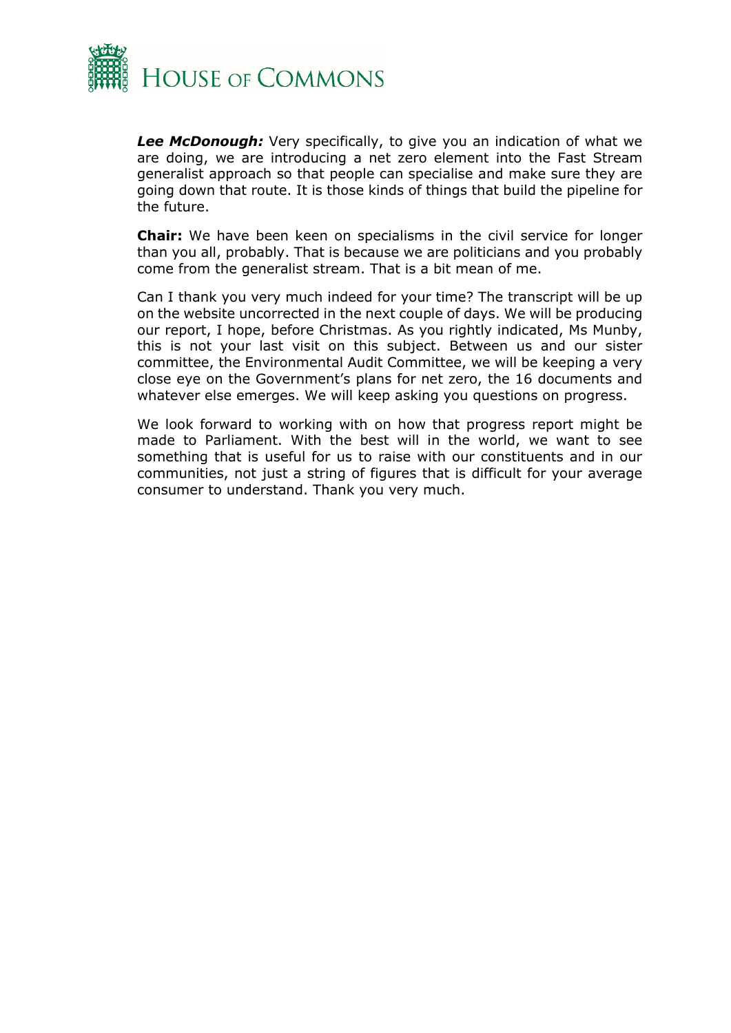***Lee McDonough:*** Very specifically, to give you an indication of what we are doing, we are introducing a net zero element into the Fast Stream generalist approach so that people can specialise and make sure they are going down that route. It is those kinds of things that build the pipeline for the future.

**Chair:** We have been keen on specialisms in the civil service for longer than you all, probably. That is because we are politicians and you probably come from the generalist stream. That is a bit mean of me.

Can I thank you very much indeed for your time? The transcript will be up on the website uncorrected in the next couple of days. We will be producing our report, I hope, before Christmas. As you rightly indicated, Ms Munby, this is not your last visit on this subject. Between us and our sister committee, the Environmental Audit Committee, we will be keeping a very close eye on the Government's plans for net zero, the 16 documents and whatever else emerges. We will keep asking you questions on progress.

We look forward to working with on how that progress report might be made to Parliament. With the best will in the world, we want to see something that is useful for us to raise with our constituents and in our communities, not just a string of figures that is difficult for your average consumer to understand. Thank you very much.